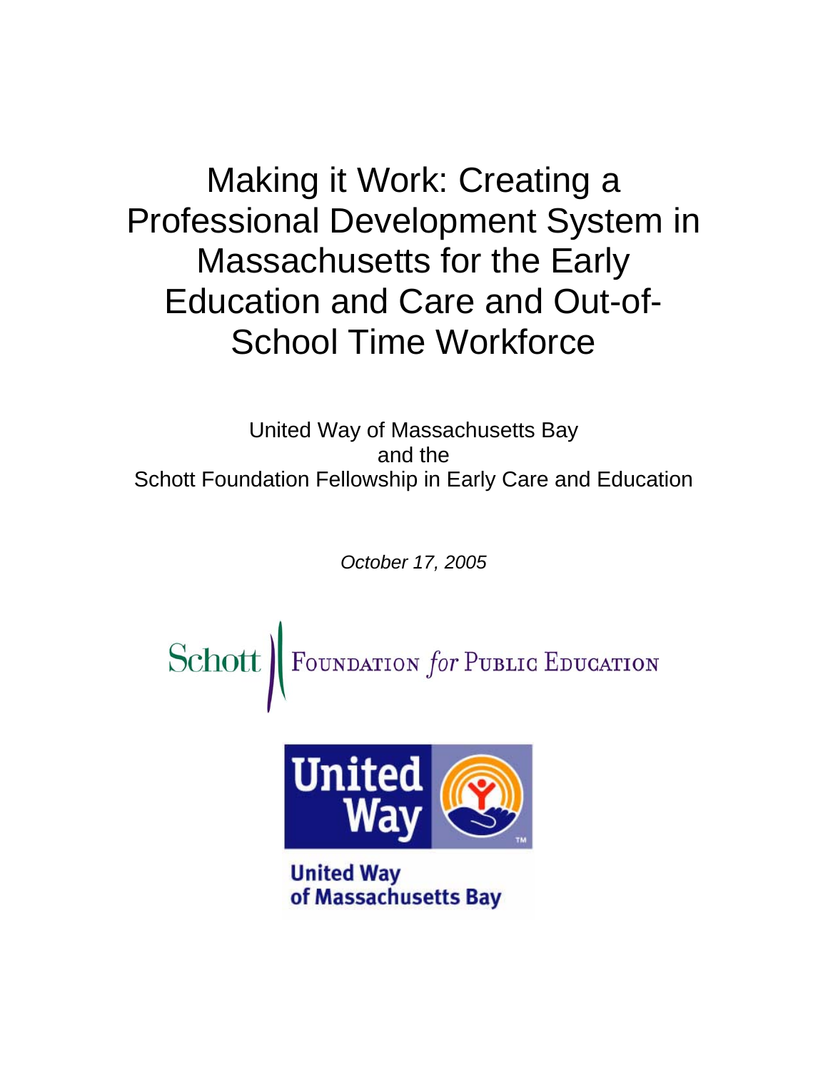# Making it Work: Creating a Professional Development System in Massachusetts for the Early Education and Care and Out-of-School Time Workforce

United Way of Massachusetts Bay
and the
Schott Foundation Fellowship in Early Care and Education

*October 17, 2005*

Schott | Foundation *for* Public Education

United Way

United Way of Massachusetts Bay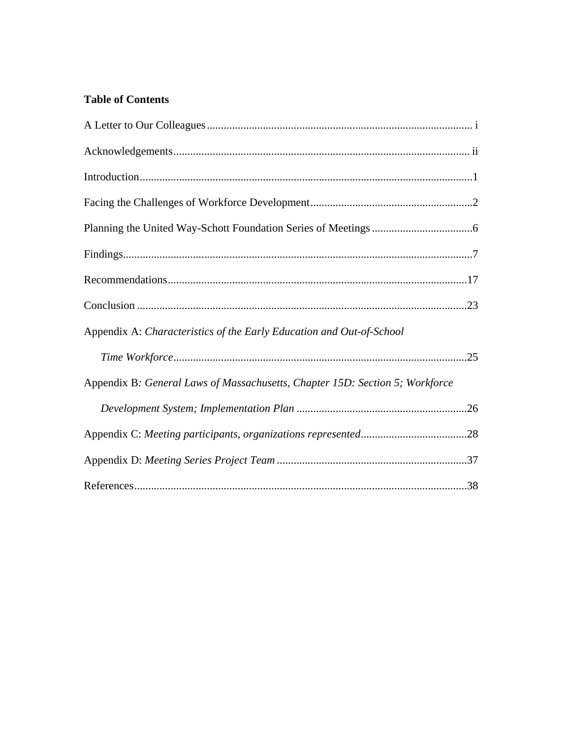**Table of Contents**

A Letter to Our Colleagues ........................................................................................... i

Acknowledgements ........................................................................................................ ii

Introduction ....................................................................................................................1

Facing the Challenges of Workforce Development ........................................................2

Planning the United Way-Schott Foundation Series of Meetings ...................................6

Findings ..........................................................................................................................7

Recommendations .........................................................................................................17

Conclusion ....................................................................................................................23

Appendix A: *Characteristics of the Early Education and Out-of-School Time Workforce* ......................................................................................................25

Appendix B*: General Laws of Massachusetts, Chapter 15D: Section 5; Workforce Development System; Implementation Plan* ...........................................................26

Appendix C: *Meeting participants, organizations represented* .....................................28

Appendix D: *Meeting Series Project Team* ..................................................................37

References .....................................................................................................................38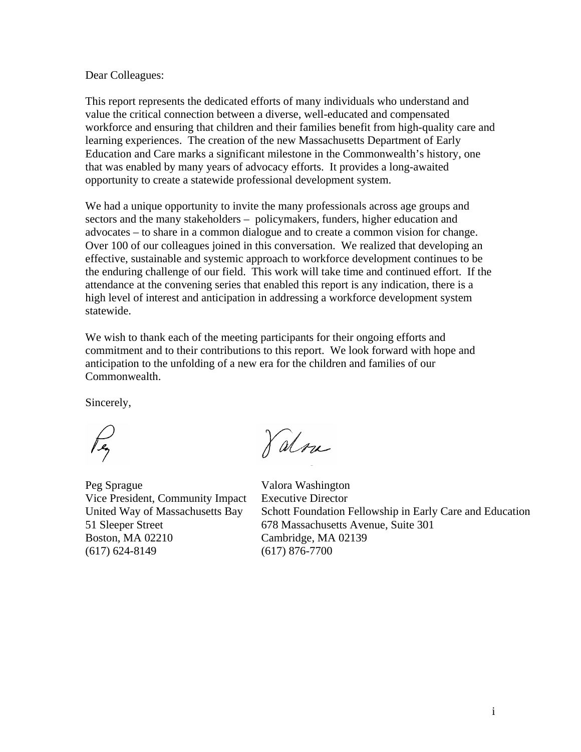Dear Colleagues:

This report represents the dedicated efforts of many individuals who understand and value the critical connection between a diverse, well-educated and compensated workforce and ensuring that children and their families benefit from high-quality care and learning experiences. The creation of the new Massachusetts Department of Early Education and Care marks a significant milestone in the Commonwealth's history, one that was enabled by many years of advocacy efforts. It provides a long-awaited opportunity to create a statewide professional development system.

We had a unique opportunity to invite the many professionals across age groups and sectors and the many stakeholders – policymakers, funders, higher education and advocates – to share in a common dialogue and to create a common vision for change. Over 100 of our colleagues joined in this conversation. We realized that developing an effective, sustainable and systemic approach to workforce development continues to be the enduring challenge of our field. This work will take time and continued effort. If the attendance at the convening series that enabled this report is any indication, there is a high level of interest and anticipation in addressing a workforce development system statewide.

We wish to thank each of the meeting participants for their ongoing efforts and commitment and to their contributions to this report. We look forward with hope and anticipation to the unfolding of a new era for the children and families of our Commonwealth.

Sincerely,

Peg Sprague
Vice President, Community Impact
United Way of Massachusetts Bay
51 Sleeper Street
Boston, MA 02210
(617) 624-8149

Valora Washington
Executive Director
Schott Foundation Fellowship in Early Care and Education
678 Massachusetts Avenue, Suite 301
Cambridge, MA 02139
(617) 876-7700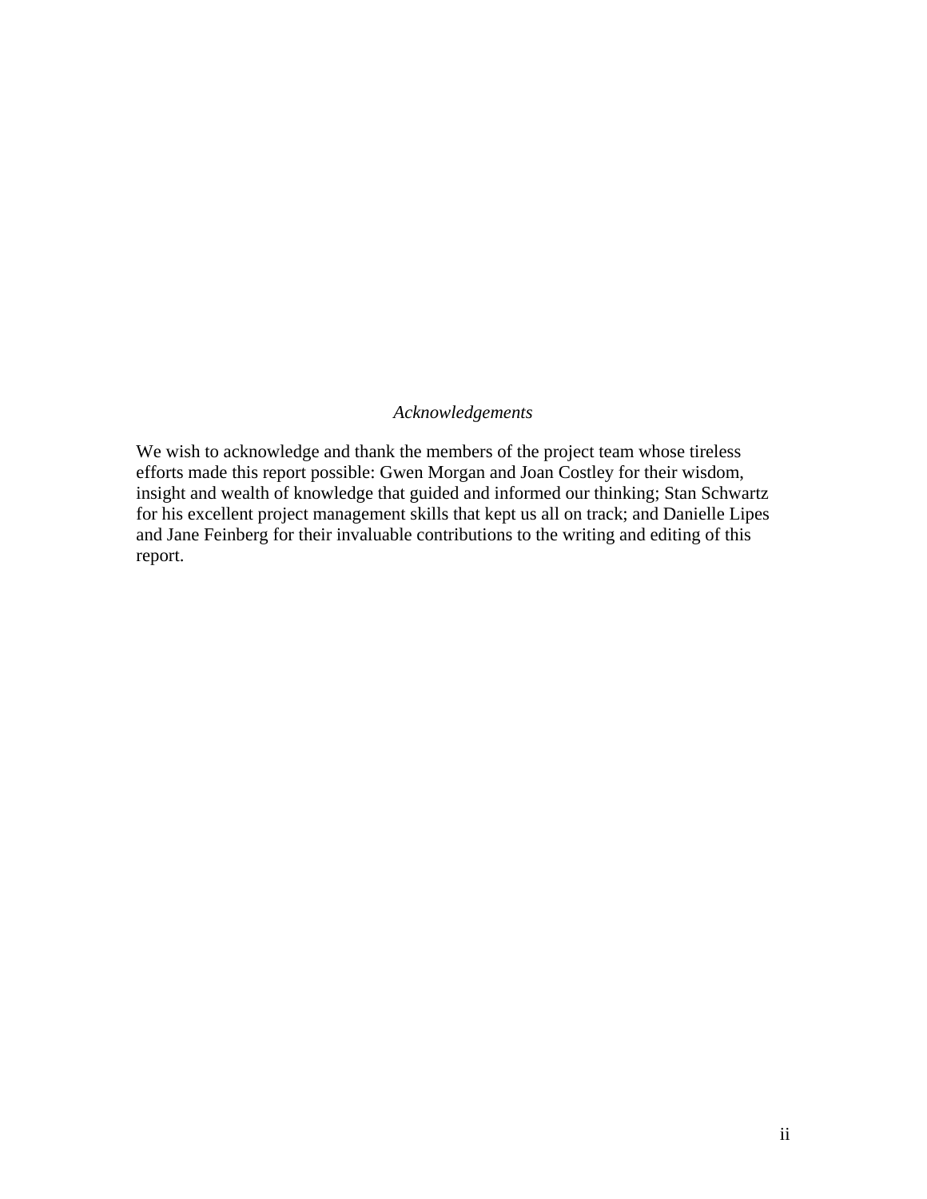*Acknowledgements*

We wish to acknowledge and thank the members of the project team whose tireless efforts made this report possible: Gwen Morgan and Joan Costley for their wisdom, insight and wealth of knowledge that guided and informed our thinking; Stan Schwartz for his excellent project management skills that kept us all on track; and Danielle Lipes and Jane Feinberg for their invaluable contributions to the writing and editing of this report.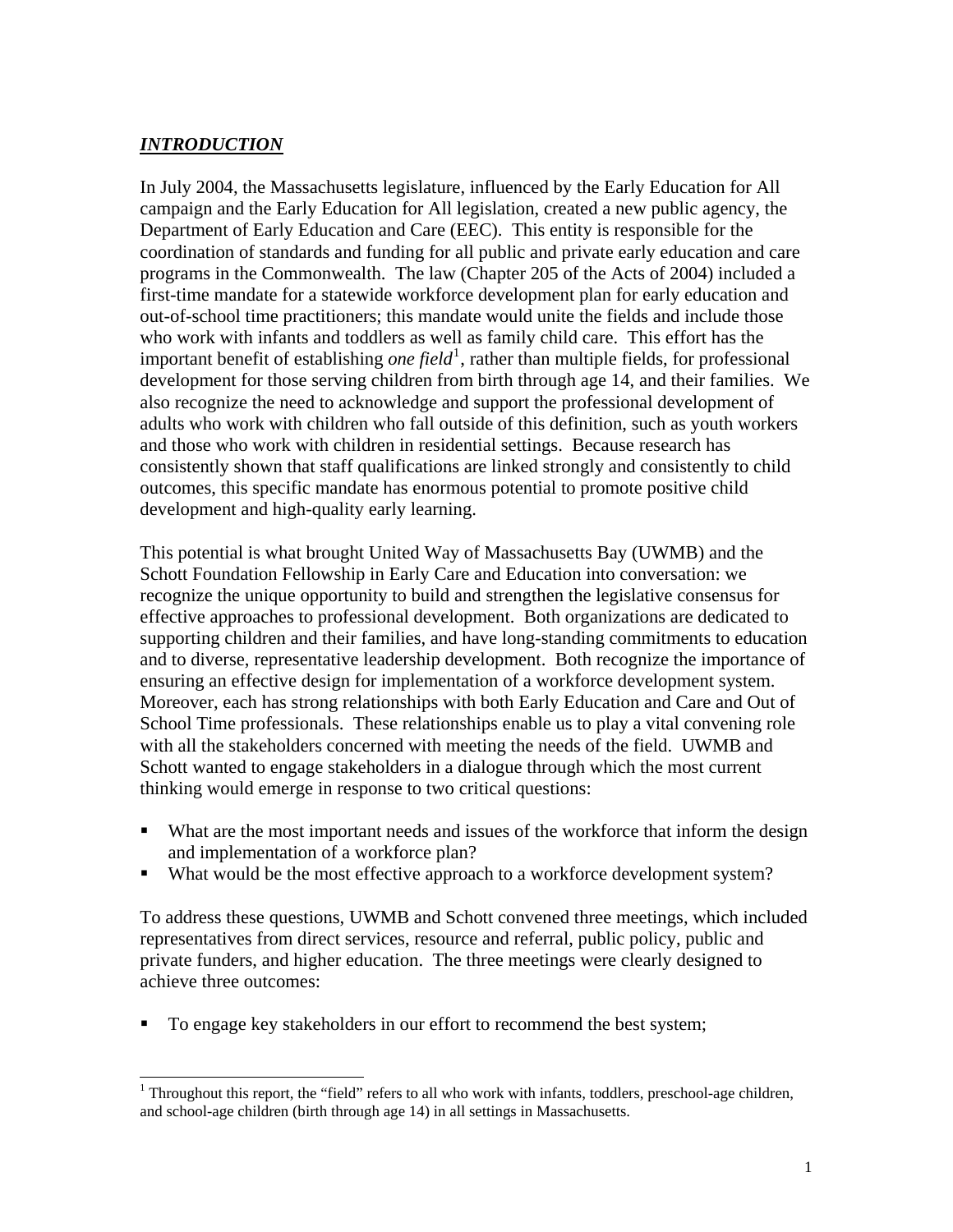## ***INTRODUCTION***

In July 2004, the Massachusetts legislature, influenced by the Early Education for All campaign and the Early Education for All legislation, created a new public agency, the Department of Early Education and Care (EEC). This entity is responsible for the coordination of standards and funding for all public and private early education and care programs in the Commonwealth. The law (Chapter 205 of the Acts of 2004) included a first-time mandate for a statewide workforce development plan for early education and out-of-school time practitioners; this mandate would unite the fields and include those who work with infants and toddlers as well as family child care. This effort has the important benefit of establishing *one field*[1], rather than multiple fields, for professional development for those serving children from birth through age 14, and their families. We also recognize the need to acknowledge and support the professional development of adults who work with children who fall outside of this definition, such as youth workers and those who work with children in residential settings. Because research has consistently shown that staff qualifications are linked strongly and consistently to child outcomes, this specific mandate has enormous potential to promote positive child development and high-quality early learning.

This potential is what brought United Way of Massachusetts Bay (UWMB) and the Schott Foundation Fellowship in Early Care and Education into conversation: we recognize the unique opportunity to build and strengthen the legislative consensus for effective approaches to professional development. Both organizations are dedicated to supporting children and their families, and have long-standing commitments to education and to diverse, representative leadership development. Both recognize the importance of ensuring an effective design for implementation of a workforce development system. Moreover, each has strong relationships with both Early Education and Care and Out of School Time professionals. These relationships enable us to play a vital convening role with all the stakeholders concerned with meeting the needs of the field. UWMB and Schott wanted to engage stakeholders in a dialogue through which the most current thinking would emerge in response to two critical questions:

- What are the most important needs and issues of the workforce that inform the design and implementation of a workforce plan?
- What would be the most effective approach to a workforce development system?

To address these questions, UWMB and Schott convened three meetings, which included representatives from direct services, resource and referral, public policy, public and private funders, and higher education. The three meetings were clearly designed to achieve three outcomes:

- To engage key stakeholders in our effort to recommend the best system;

[1] Throughout this report, the "field" refers to all who work with infants, toddlers, preschool-age children, and school-age children (birth through age 14) in all settings in Massachusetts.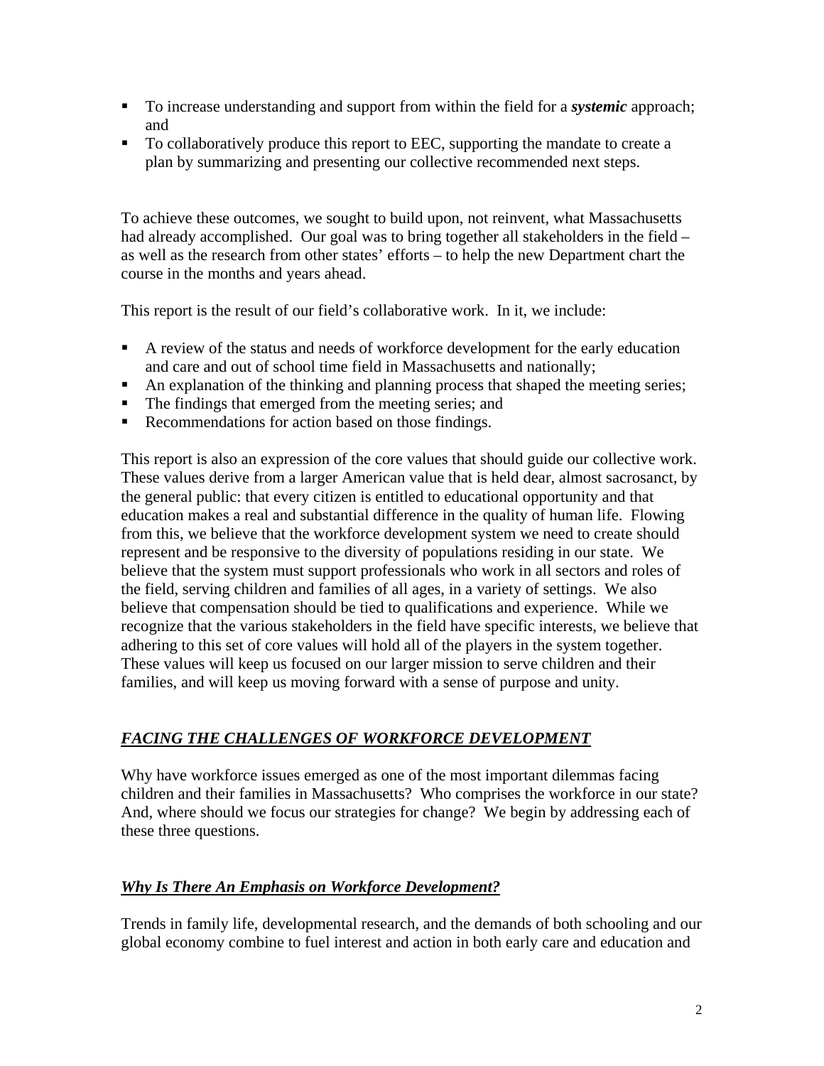- To increase understanding and support from within the field for a ***systemic*** approach; and
- To collaboratively produce this report to EEC, supporting the mandate to create a plan by summarizing and presenting our collective recommended next steps.

To achieve these outcomes, we sought to build upon, not reinvent, what Massachusetts had already accomplished. Our goal was to bring together all stakeholders in the field – as well as the research from other states' efforts – to help the new Department chart the course in the months and years ahead.

This report is the result of our field's collaborative work. In it, we include:

- A review of the status and needs of workforce development for the early education and care and out of school time field in Massachusetts and nationally;
- An explanation of the thinking and planning process that shaped the meeting series;
- The findings that emerged from the meeting series; and
- Recommendations for action based on those findings.

This report is also an expression of the core values that should guide our collective work. These values derive from a larger American value that is held dear, almost sacrosanct, by the general public: that every citizen is entitled to educational opportunity and that education makes a real and substantial difference in the quality of human life. Flowing from this, we believe that the workforce development system we need to create should represent and be responsive to the diversity of populations residing in our state. We believe that the system must support professionals who work in all sectors and roles of the field, serving children and families of all ages, in a variety of settings. We also believe that compensation should be tied to qualifications and experience. While we recognize that the various stakeholders in the field have specific interests, we believe that adhering to this set of core values will hold all of the players in the system together. These values will keep us focused on our larger mission to serve children and their families, and will keep us moving forward with a sense of purpose and unity.

## ***FACING THE CHALLENGES OF WORKFORCE DEVELOPMENT***

Why have workforce issues emerged as one of the most important dilemmas facing children and their families in Massachusetts? Who comprises the workforce in our state? And, where should we focus our strategies for change? We begin by addressing each of these three questions.

### ***Why Is There An Emphasis on Workforce Development?***

Trends in family life, developmental research, and the demands of both schooling and our global economy combine to fuel interest and action in both early care and education and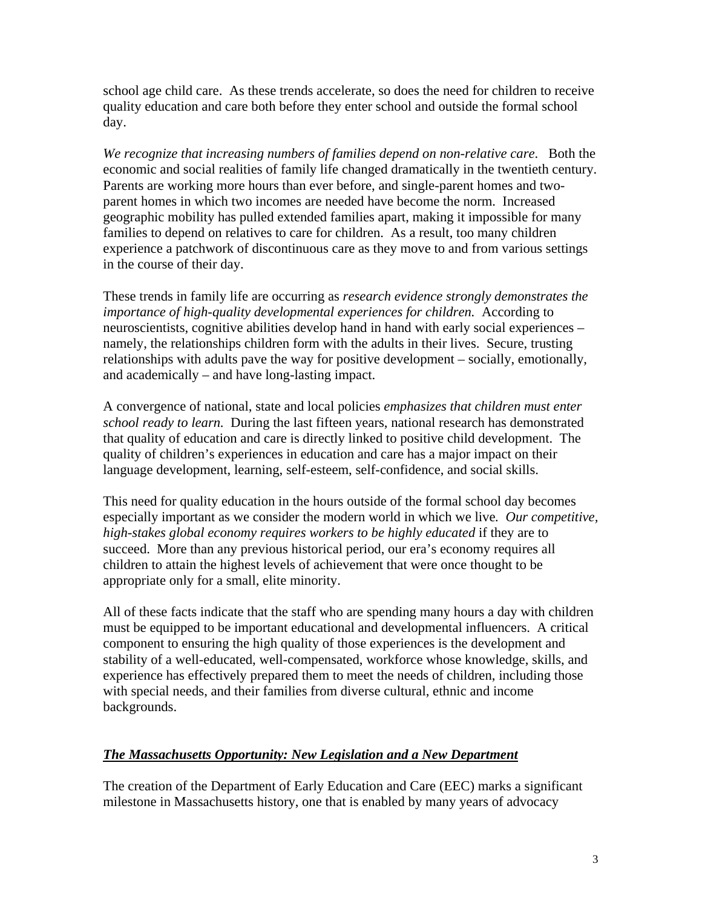school age child care. As these trends accelerate, so does the need for children to receive quality education and care both before they enter school and outside the formal school day.

*We recognize that increasing numbers of families depend on non-relative care*. Both the economic and social realities of family life changed dramatically in the twentieth century. Parents are working more hours than ever before, and single-parent homes and two-parent homes in which two incomes are needed have become the norm. Increased geographic mobility has pulled extended families apart, making it impossible for many families to depend on relatives to care for children. As a result, too many children experience a patchwork of discontinuous care as they move to and from various settings in the course of their day.

These trends in family life are occurring as *research evidence strongly demonstrates the importance of high-quality developmental experiences for children.* According to neuroscientists, cognitive abilities develop hand in hand with early social experiences – namely, the relationships children form with the adults in their lives. Secure, trusting relationships with adults pave the way for positive development – socially, emotionally, and academically – and have long-lasting impact.

A convergence of national, state and local policies *emphasizes that children must enter school ready to learn.* During the last fifteen years, national research has demonstrated that quality of education and care is directly linked to positive child development. The quality of children's experiences in education and care has a major impact on their language development, learning, self-esteem, self-confidence, and social skills.

This need for quality education in the hours outside of the formal school day becomes especially important as we consider the modern world in which we live*. Our competitive, high-stakes global economy requires workers to be highly educated* if they are to succeed. More than any previous historical period, our era's economy requires all children to attain the highest levels of achievement that were once thought to be appropriate only for a small, elite minority.

All of these facts indicate that the staff who are spending many hours a day with children must be equipped to be important educational and developmental influencers. A critical component to ensuring the high quality of those experiences is the development and stability of a well-educated, well-compensated, workforce whose knowledge, skills, and experience has effectively prepared them to meet the needs of children, including those with special needs, and their families from diverse cultural, ethnic and income backgrounds.

## ***The Massachusetts Opportunity: New Legislation and a New Department***

The creation of the Department of Early Education and Care (EEC) marks a significant milestone in Massachusetts history, one that is enabled by many years of advocacy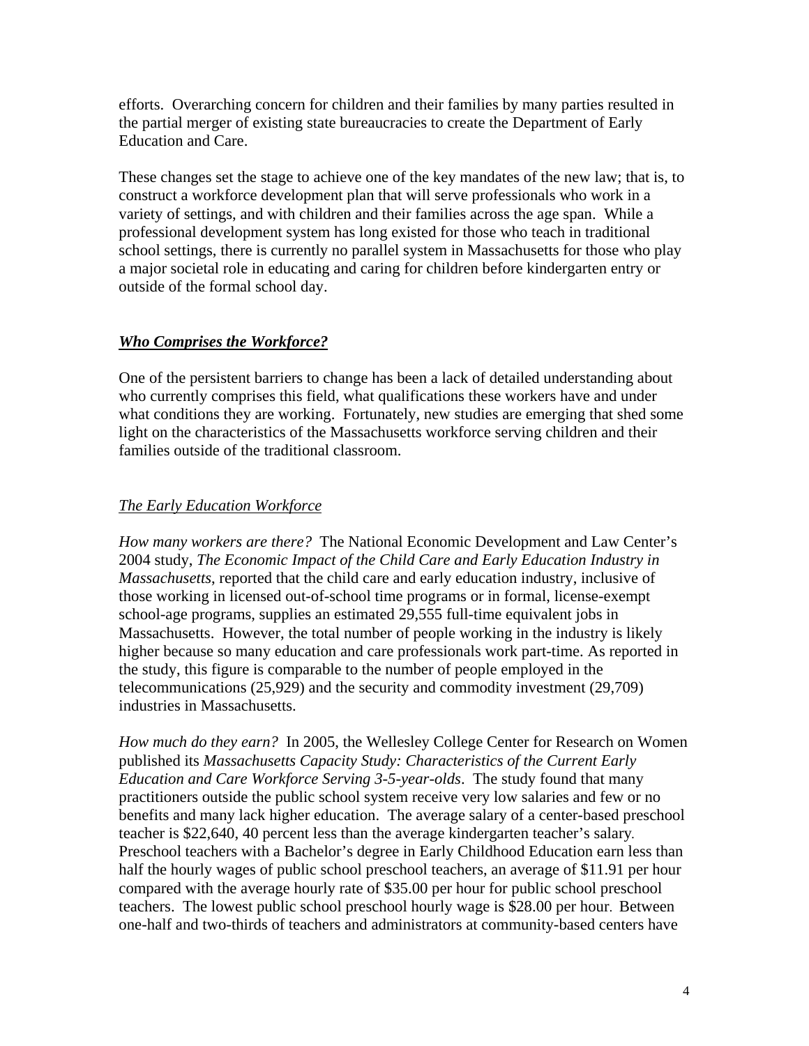efforts. Overarching concern for children and their families by many parties resulted in the partial merger of existing state bureaucracies to create the Department of Early Education and Care.

These changes set the stage to achieve one of the key mandates of the new law; that is, to construct a workforce development plan that will serve professionals who work in a variety of settings, and with children and their families across the age span. While a professional development system has long existed for those who teach in traditional school settings, there is currently no parallel system in Massachusetts for those who play a major societal role in educating and caring for children before kindergarten entry or outside of the formal school day.

## ***Who Comprises the Workforce?***

One of the persistent barriers to change has been a lack of detailed understanding about who currently comprises this field, what qualifications these workers have and under what conditions they are working. Fortunately, new studies are emerging that shed some light on the characteristics of the Massachusetts workforce serving children and their families outside of the traditional classroom.

### *The Early Education Workforce*

*How many workers are there?* The National Economic Development and Law Center's 2004 study, *The Economic Impact of the Child Care and Early Education Industry in Massachusetts*, reported that the child care and early education industry, inclusive of those working in licensed out-of-school time programs or in formal, license-exempt school-age programs, supplies an estimated 29,555 full-time equivalent jobs in Massachusetts. However, the total number of people working in the industry is likely higher because so many education and care professionals work part-time. As reported in the study, this figure is comparable to the number of people employed in the telecommunications (25,929) and the security and commodity investment (29,709) industries in Massachusetts.

*How much do they earn?* In 2005, the Wellesley College Center for Research on Women published its *Massachusetts Capacity Study: Characteristics of the Current Early Education and Care Workforce Serving 3-5-year-olds*. The study found that many practitioners outside the public school system receive very low salaries and few or no benefits and many lack higher education. The average salary of a center-based preschool teacher is $22,640, 40 percent less than the average kindergarten teacher's salary. Preschool teachers with a Bachelor's degree in Early Childhood Education earn less than half the hourly wages of public school preschool teachers, an average of $11.91 per hour compared with the average hourly rate of $35.00 per hour for public school preschool teachers. The lowest public school preschool hourly wage is $28.00 per hour. Between one-half and two-thirds of teachers and administrators at community-based centers have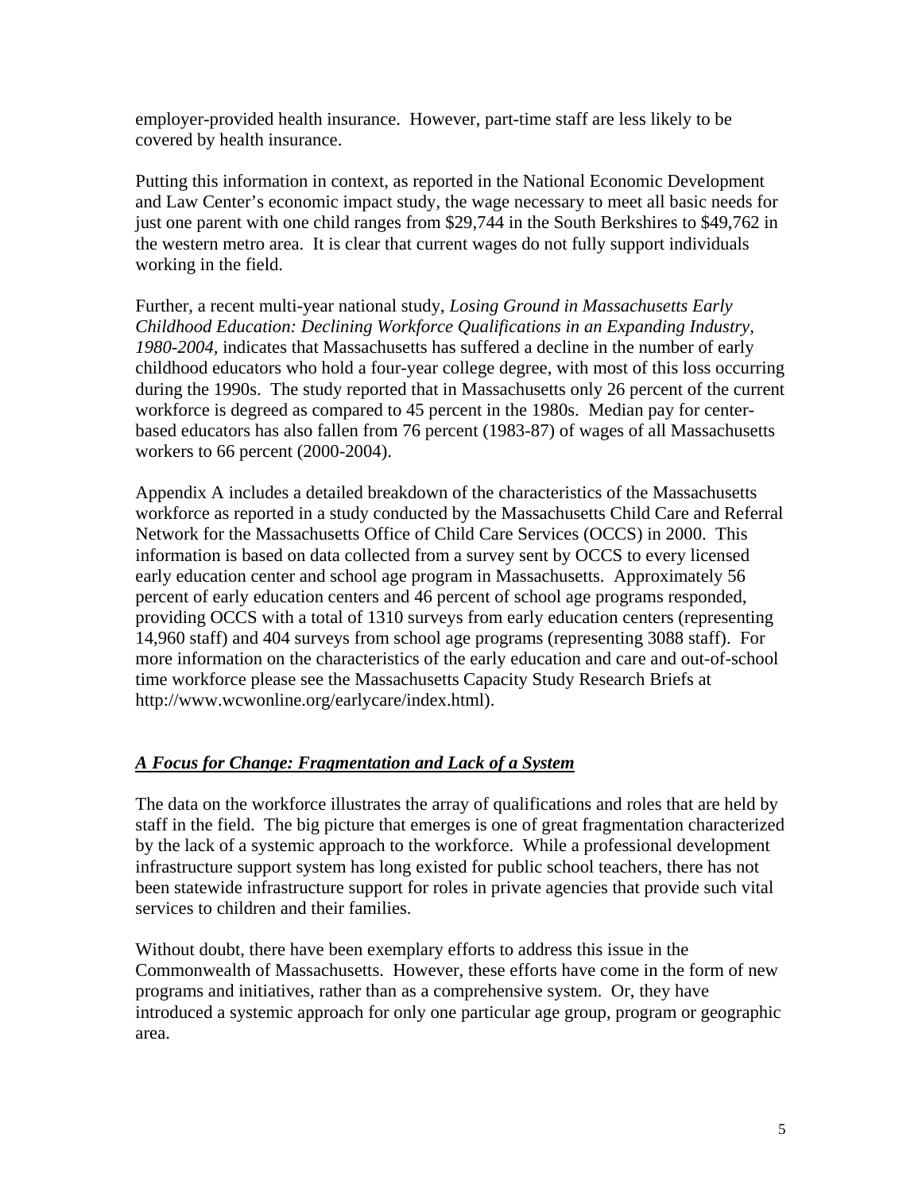employer-provided health insurance. However, part-time staff are less likely to be covered by health insurance.

Putting this information in context, as reported in the National Economic Development and Law Center's economic impact study, the wage necessary to meet all basic needs for just one parent with one child ranges from $29,744 in the South Berkshires to $49,762 in the western metro area. It is clear that current wages do not fully support individuals working in the field.

Further, a recent multi-year national study, *Losing Ground in Massachusetts Early Childhood Education: Declining Workforce Qualifications in an Expanding Industry, 1980-2004*, indicates that Massachusetts has suffered a decline in the number of early childhood educators who hold a four-year college degree, with most of this loss occurring during the 1990s. The study reported that in Massachusetts only 26 percent of the current workforce is degreed as compared to 45 percent in the 1980s. Median pay for center-based educators has also fallen from 76 percent (1983-87) of wages of all Massachusetts workers to 66 percent (2000-2004).

Appendix A includes a detailed breakdown of the characteristics of the Massachusetts workforce as reported in a study conducted by the Massachusetts Child Care and Referral Network for the Massachusetts Office of Child Care Services (OCCS) in 2000. This information is based on data collected from a survey sent by OCCS to every licensed early education center and school age program in Massachusetts. Approximately 56 percent of early education centers and 46 percent of school age programs responded, providing OCCS with a total of 1310 surveys from early education centers (representing 14,960 staff) and 404 surveys from school age programs (representing 3088 staff). For more information on the characteristics of the early education and care and out-of-school time workforce please see the Massachusetts Capacity Study Research Briefs at http://www.wcwonline.org/earlycare/index.html).

### ***A Focus for Change: Fragmentation and Lack of a System***

The data on the workforce illustrates the array of qualifications and roles that are held by staff in the field. The big picture that emerges is one of great fragmentation characterized by the lack of a systemic approach to the workforce. While a professional development infrastructure support system has long existed for public school teachers, there has not been statewide infrastructure support for roles in private agencies that provide such vital services to children and their families.

Without doubt, there have been exemplary efforts to address this issue in the Commonwealth of Massachusetts. However, these efforts have come in the form of new programs and initiatives, rather than as a comprehensive system. Or, they have introduced a systemic approach for only one particular age group, program or geographic area.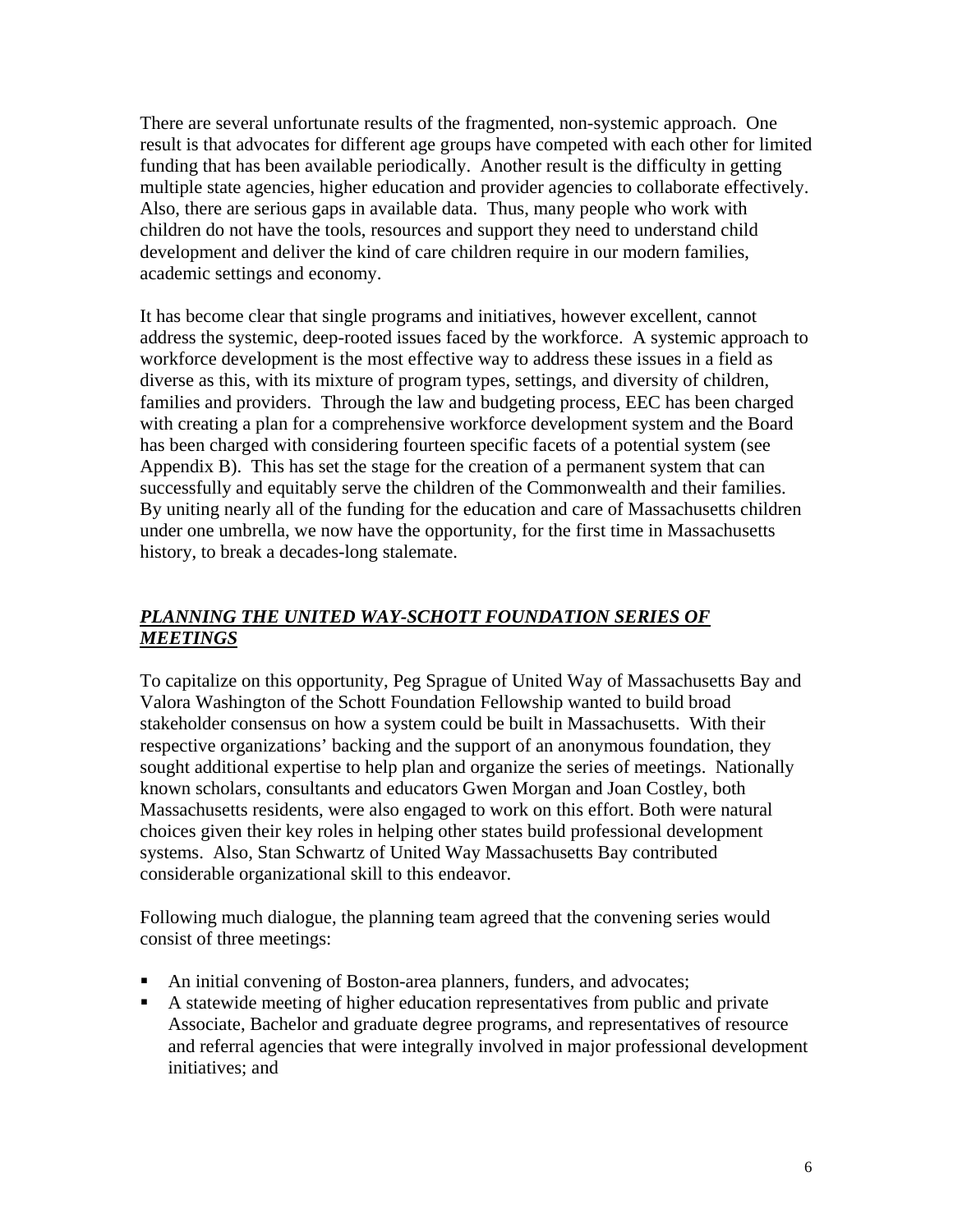There are several unfortunate results of the fragmented, non-systemic approach. One result is that advocates for different age groups have competed with each other for limited funding that has been available periodically. Another result is the difficulty in getting multiple state agencies, higher education and provider agencies to collaborate effectively. Also, there are serious gaps in available data. Thus, many people who work with children do not have the tools, resources and support they need to understand child development and deliver the kind of care children require in our modern families, academic settings and economy.

It has become clear that single programs and initiatives, however excellent, cannot address the systemic, deep-rooted issues faced by the workforce. A systemic approach to workforce development is the most effective way to address these issues in a field as diverse as this, with its mixture of program types, settings, and diversity of children, families and providers. Through the law and budgeting process, EEC has been charged with creating a plan for a comprehensive workforce development system and the Board has been charged with considering fourteen specific facets of a potential system (see Appendix B). This has set the stage for the creation of a permanent system that can successfully and equitably serve the children of the Commonwealth and their families. By uniting nearly all of the funding for the education and care of Massachusetts children under one umbrella, we now have the opportunity, for the first time in Massachusetts history, to break a decades-long stalemate.

## ***PLANNING THE UNITED WAY-SCHOTT FOUNDATION SERIES OF MEETINGS***

To capitalize on this opportunity, Peg Sprague of United Way of Massachusetts Bay and Valora Washington of the Schott Foundation Fellowship wanted to build broad stakeholder consensus on how a system could be built in Massachusetts. With their respective organizations' backing and the support of an anonymous foundation, they sought additional expertise to help plan and organize the series of meetings. Nationally known scholars, consultants and educators Gwen Morgan and Joan Costley, both Massachusetts residents, were also engaged to work on this effort. Both were natural choices given their key roles in helping other states build professional development systems. Also, Stan Schwartz of United Way Massachusetts Bay contributed considerable organizational skill to this endeavor.

Following much dialogue, the planning team agreed that the convening series would consist of three meetings:

- An initial convening of Boston-area planners, funders, and advocates;
- A statewide meeting of higher education representatives from public and private Associate, Bachelor and graduate degree programs, and representatives of resource and referral agencies that were integrally involved in major professional development initiatives; and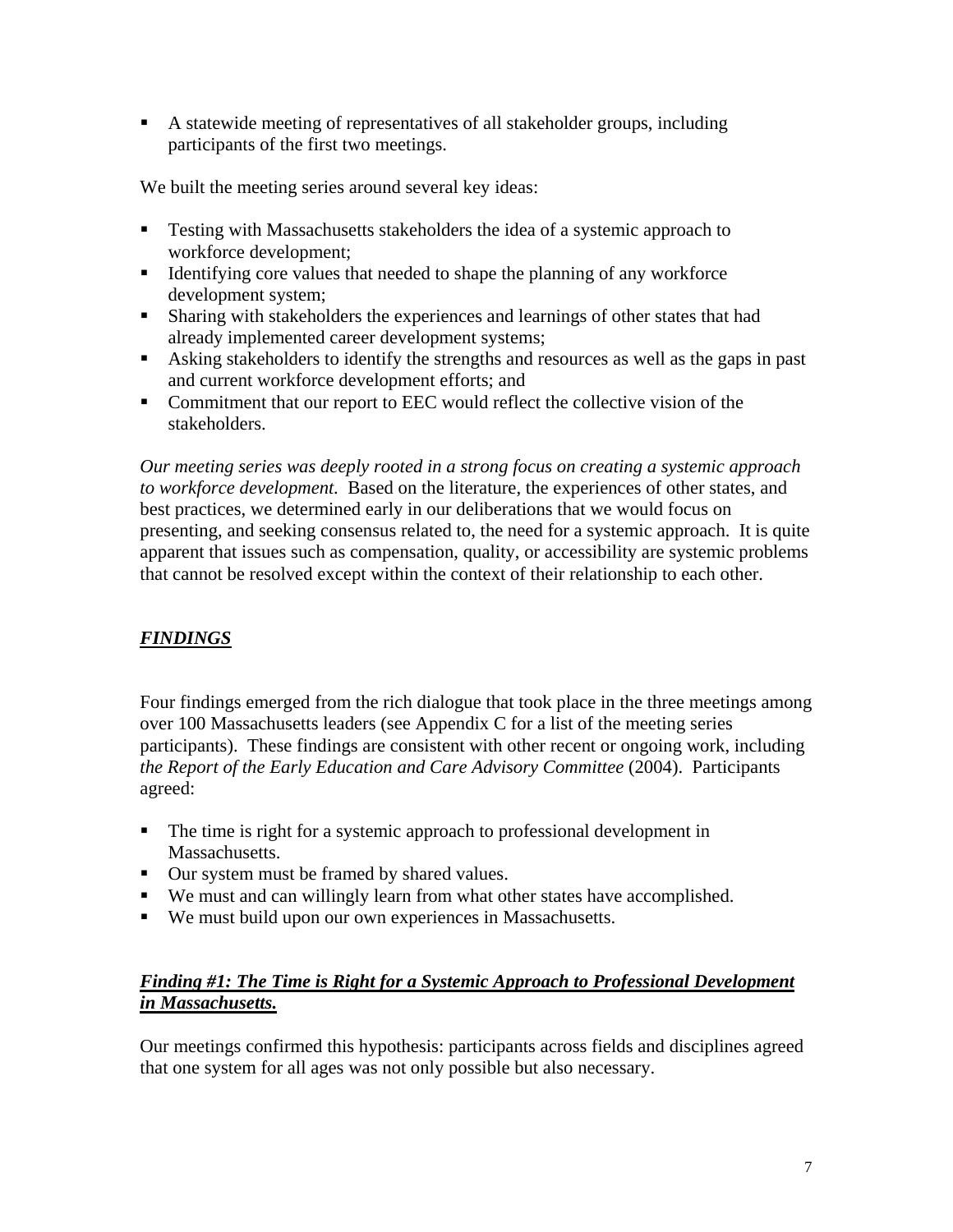- A statewide meeting of representatives of all stakeholder groups, including participants of the first two meetings.

We built the meeting series around several key ideas:

- Testing with Massachusetts stakeholders the idea of a systemic approach to workforce development;
- Identifying core values that needed to shape the planning of any workforce development system;
- Sharing with stakeholders the experiences and learnings of other states that had already implemented career development systems;
- Asking stakeholders to identify the strengths and resources as well as the gaps in past and current workforce development efforts; and
- Commitment that our report to EEC would reflect the collective vision of the stakeholders.

*Our meeting series was deeply rooted in a strong focus on creating a systemic approach to workforce development.* Based on the literature, the experiences of other states, and best practices, we determined early in our deliberations that we would focus on presenting, and seeking consensus related to, the need for a systemic approach. It is quite apparent that issues such as compensation, quality, or accessibility are systemic problems that cannot be resolved except within the context of their relationship to each other.

## ***FINDINGS***

Four findings emerged from the rich dialogue that took place in the three meetings among over 100 Massachusetts leaders (see Appendix C for a list of the meeting series participants). These findings are consistent with other recent or ongoing work, including *the Report of the Early Education and Care Advisory Committee* (2004). Participants agreed:

- The time is right for a systemic approach to professional development in Massachusetts.
- Our system must be framed by shared values.
- We must and can willingly learn from what other states have accomplished.
- We must build upon our own experiences in Massachusetts.

### ***Finding #1: The Time is Right for a Systemic Approach to Professional Development in Massachusetts.***

Our meetings confirmed this hypothesis: participants across fields and disciplines agreed that one system for all ages was not only possible but also necessary.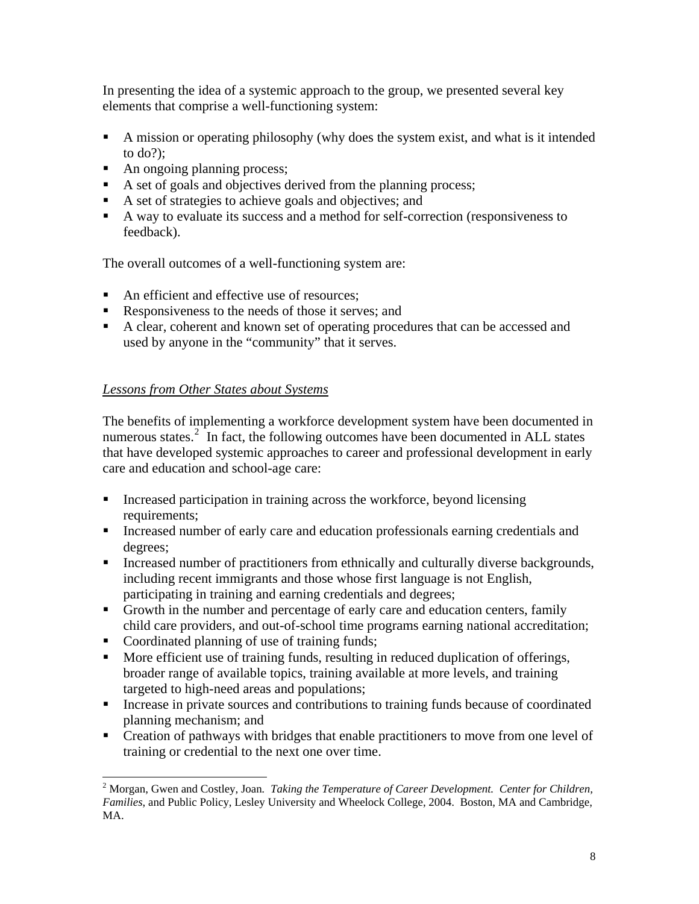In presenting the idea of a systemic approach to the group, we presented several key elements that comprise a well-functioning system:

- A mission or operating philosophy (why does the system exist, and what is it intended to do?);
- An ongoing planning process;
- A set of goals and objectives derived from the planning process;
- A set of strategies to achieve goals and objectives; and
- A way to evaluate its success and a method for self-correction (responsiveness to feedback).

The overall outcomes of a well-functioning system are:

- An efficient and effective use of resources;
- Responsiveness to the needs of those it serves; and
- A clear, coherent and known set of operating procedures that can be accessed and used by anyone in the "community" that it serves.

<u>*Lessons from Other States about Systems*</u>

The benefits of implementing a workforce development system have been documented in numerous states.[2] In fact, the following outcomes have been documented in ALL states that have developed systemic approaches to career and professional development in early care and education and school-age care:

- Increased participation in training across the workforce, beyond licensing requirements;
- Increased number of early care and education professionals earning credentials and degrees;
- Increased number of practitioners from ethnically and culturally diverse backgrounds, including recent immigrants and those whose first language is not English, participating in training and earning credentials and degrees;
- Growth in the number and percentage of early care and education centers, family child care providers, and out-of-school time programs earning national accreditation;
- Coordinated planning of use of training funds;
- More efficient use of training funds, resulting in reduced duplication of offerings, broader range of available topics, training available at more levels, and training targeted to high-need areas and populations;
- Increase in private sources and contributions to training funds because of coordinated planning mechanism; and
- Creation of pathways with bridges that enable practitioners to move from one level of training or credential to the next one over time.

---

[2] Morgan, Gwen and Costley, Joan. *Taking the Temperature of Career Development. Center for Children, Families,* and Public Policy, Lesley University and Wheelock College, 2004. Boston, MA and Cambridge, MA.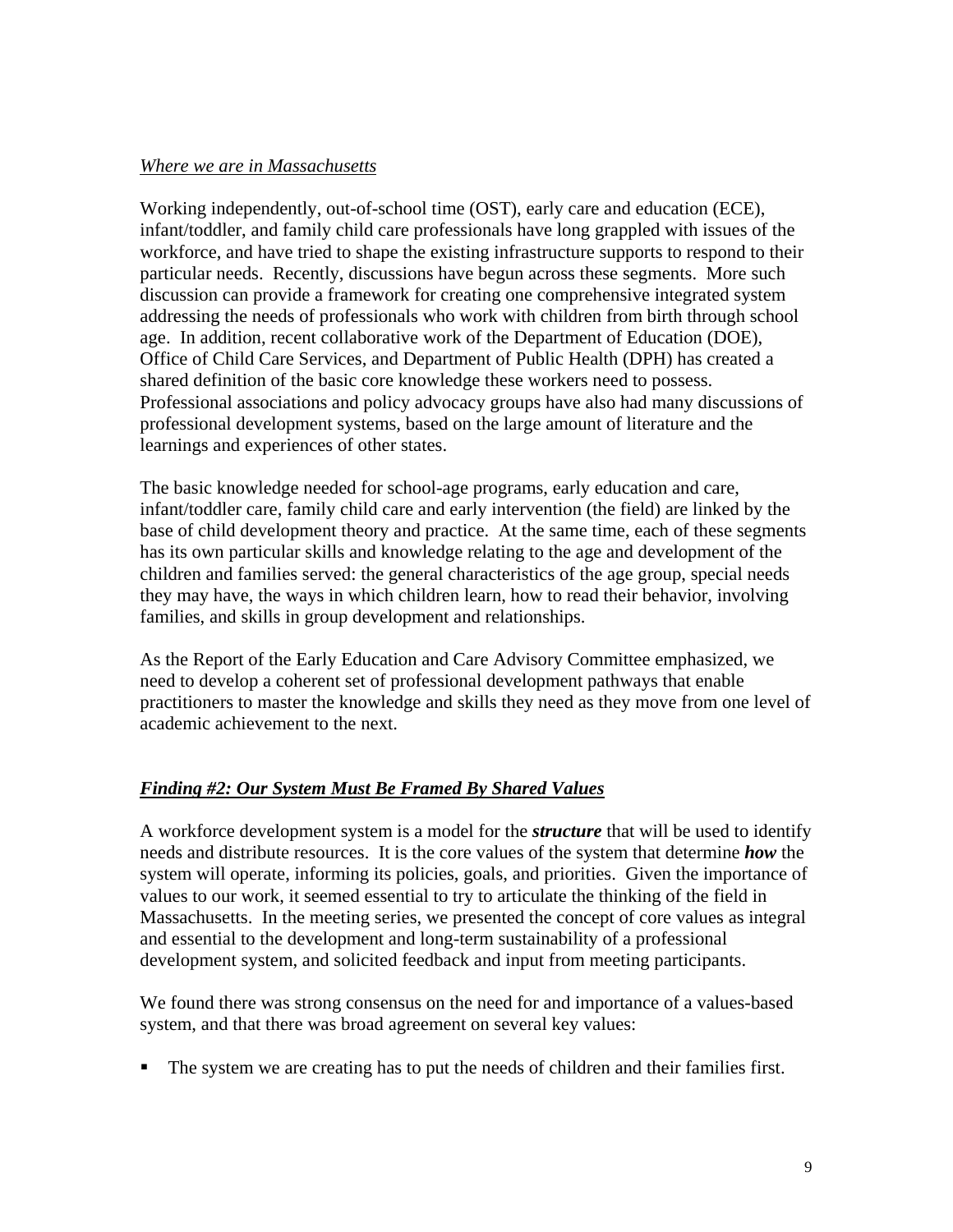*Where we are in Massachusetts*

Working independently, out-of-school time (OST), early care and education (ECE), infant/toddler, and family child care professionals have long grappled with issues of the workforce, and have tried to shape the existing infrastructure supports to respond to their particular needs. Recently, discussions have begun across these segments. More such discussion can provide a framework for creating one comprehensive integrated system addressing the needs of professionals who work with children from birth through school age. In addition, recent collaborative work of the Department of Education (DOE), Office of Child Care Services, and Department of Public Health (DPH) has created a shared definition of the basic core knowledge these workers need to possess. Professional associations and policy advocacy groups have also had many discussions of professional development systems, based on the large amount of literature and the learnings and experiences of other states.

The basic knowledge needed for school-age programs, early education and care, infant/toddler care, family child care and early intervention (the field) are linked by the base of child development theory and practice. At the same time, each of these segments has its own particular skills and knowledge relating to the age and development of the children and families served: the general characteristics of the age group, special needs they may have, the ways in which children learn, how to read their behavior, involving families, and skills in group development and relationships.

As the Report of the Early Education and Care Advisory Committee emphasized, we need to develop a coherent set of professional development pathways that enable practitioners to master the knowledge and skills they need as they move from one level of academic achievement to the next.

***Finding #2: Our System Must Be Framed By Shared Values***

A workforce development system is a model for the ***structure*** that will be used to identify needs and distribute resources. It is the core values of the system that determine ***how*** the system will operate, informing its policies, goals, and priorities. Given the importance of values to our work, it seemed essential to try to articulate the thinking of the field in Massachusetts. In the meeting series, we presented the concept of core values as integral and essential to the development and long-term sustainability of a professional development system, and solicited feedback and input from meeting participants.

We found there was strong consensus on the need for and importance of a values-based system, and that there was broad agreement on several key values:

- The system we are creating has to put the needs of children and their families first.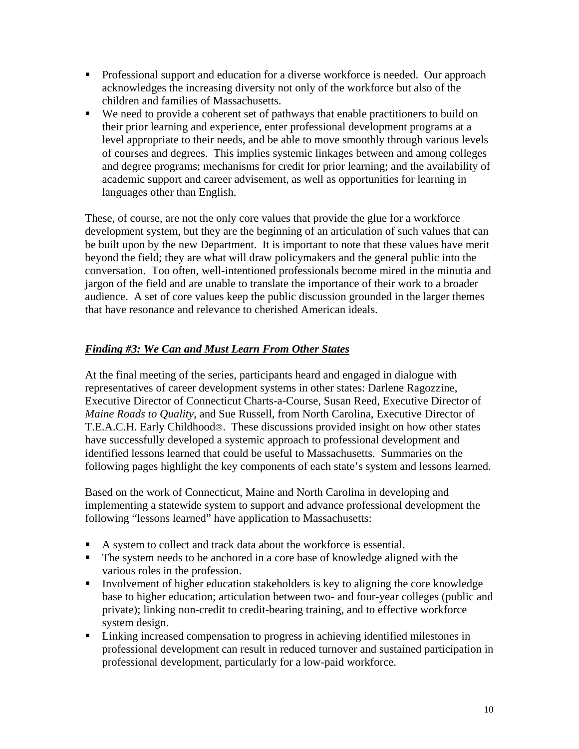- Professional support and education for a diverse workforce is needed. Our approach acknowledges the increasing diversity not only of the workforce but also of the children and families of Massachusetts.
- We need to provide a coherent set of pathways that enable practitioners to build on their prior learning and experience, enter professional development programs at a level appropriate to their needs, and be able to move smoothly through various levels of courses and degrees. This implies systemic linkages between and among colleges and degree programs; mechanisms for credit for prior learning; and the availability of academic support and career advisement, as well as opportunities for learning in languages other than English.

These, of course, are not the only core values that provide the glue for a workforce development system, but they are the beginning of an articulation of such values that can be built upon by the new Department. It is important to note that these values have merit beyond the field; they are what will draw policymakers and the general public into the conversation. Too often, well-intentioned professionals become mired in the minutia and jargon of the field and are unable to translate the importance of their work to a broader audience. A set of core values keep the public discussion grounded in the larger themes that have resonance and relevance to cherished American ideals.

### ***Finding #3: We Can and Must Learn From Other States***

At the final meeting of the series, participants heard and engaged in dialogue with representatives of career development systems in other states: Darlene Ragozzine, Executive Director of Connecticut Charts-a-Course, Susan Reed, Executive Director of *Maine Roads to Quality*, and Sue Russell, from North Carolina, Executive Director of T.E.A.C.H. Early Childhood®. These discussions provided insight on how other states have successfully developed a systemic approach to professional development and identified lessons learned that could be useful to Massachusetts. Summaries on the following pages highlight the key components of each state's system and lessons learned.

Based on the work of Connecticut, Maine and North Carolina in developing and implementing a statewide system to support and advance professional development the following "lessons learned" have application to Massachusetts:

- A system to collect and track data about the workforce is essential.
- The system needs to be anchored in a core base of knowledge aligned with the various roles in the profession.
- Involvement of higher education stakeholders is key to aligning the core knowledge base to higher education; articulation between two- and four-year colleges (public and private); linking non-credit to credit-bearing training, and to effective workforce system design.
- Linking increased compensation to progress in achieving identified milestones in professional development can result in reduced turnover and sustained participation in professional development, particularly for a low-paid workforce.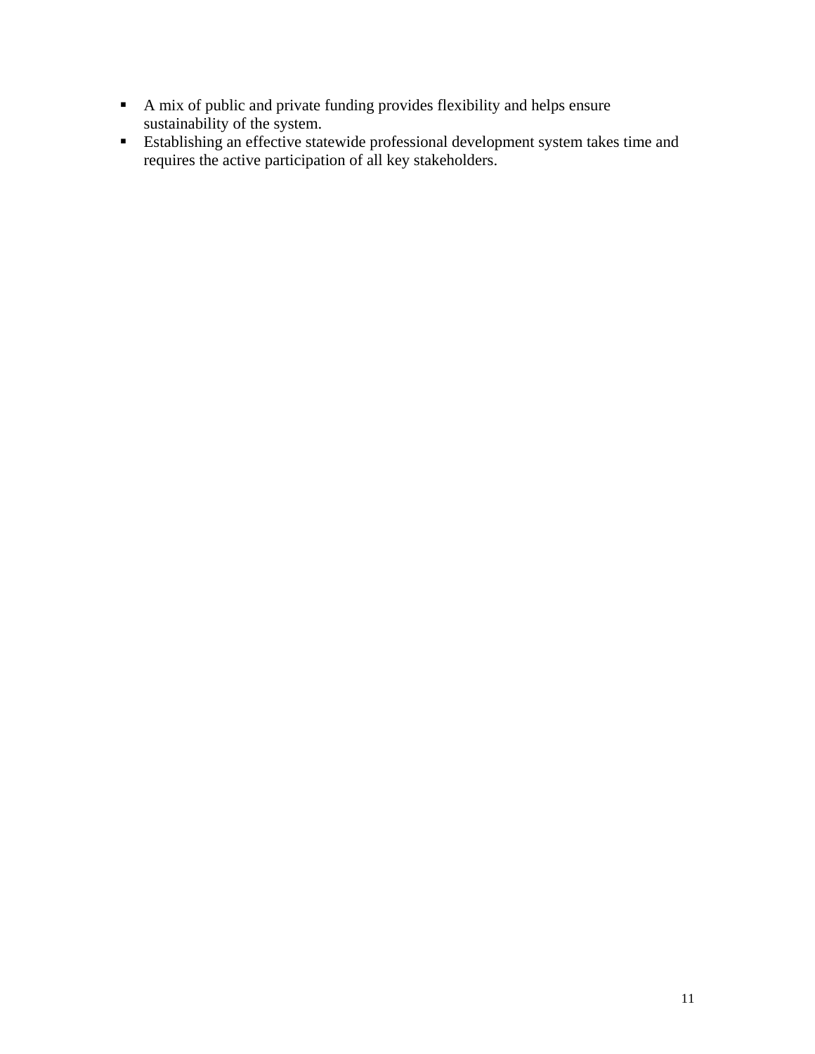- A mix of public and private funding provides flexibility and helps ensure sustainability of the system.
- Establishing an effective statewide professional development system takes time and requires the active participation of all key stakeholders.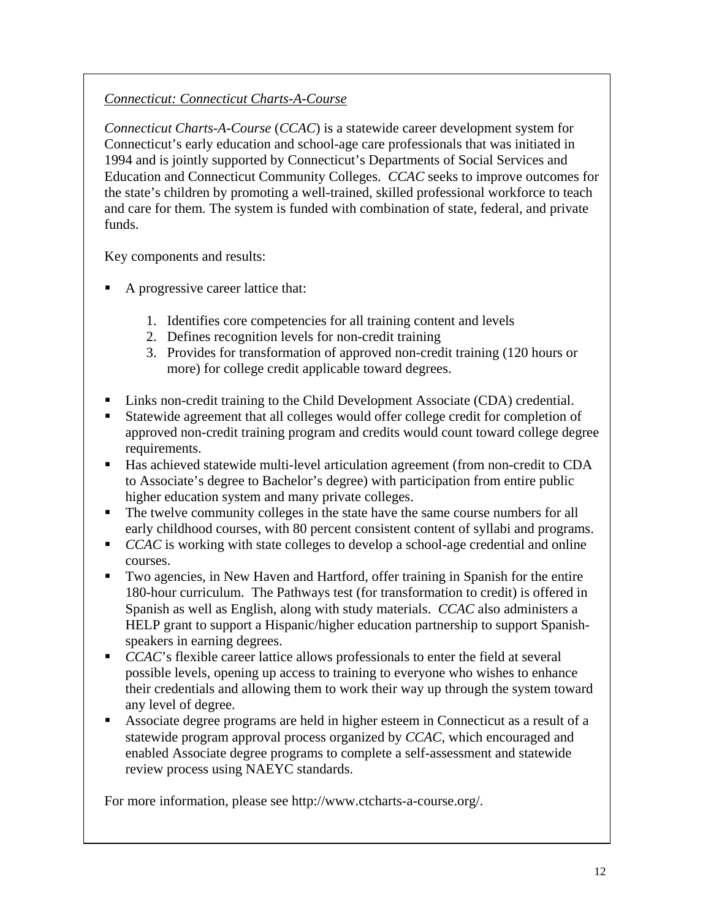*Connecticut: Connecticut Charts-A-Course*

*Connecticut Charts-A-Course* (*CCAC*) is a statewide career development system for Connecticut's early education and school-age care professionals that was initiated in 1994 and is jointly supported by Connecticut's Departments of Social Services and Education and Connecticut Community Colleges. *CCAC* seeks to improve outcomes for the state's children by promoting a well-trained, skilled professional workforce to teach and care for them. The system is funded with combination of state, federal, and private funds.

Key components and results:

- A progressive career lattice that:
    1. Identifies core competencies for all training content and levels
    2. Defines recognition levels for non-credit training
    3. Provides for transformation of approved non-credit training (120 hours or more) for college credit applicable toward degrees.
- Links non-credit training to the Child Development Associate (CDA) credential.
- Statewide agreement that all colleges would offer college credit for completion of approved non-credit training program and credits would count toward college degree requirements.
- Has achieved statewide multi-level articulation agreement (from non-credit to CDA to Associate's degree to Bachelor's degree) with participation from entire public higher education system and many private colleges.
- The twelve community colleges in the state have the same course numbers for all early childhood courses, with 80 percent consistent content of syllabi and programs.
- *CCAC* is working with state colleges to develop a school-age credential and online courses.
- Two agencies, in New Haven and Hartford, offer training in Spanish for the entire 180-hour curriculum. The Pathways test (for transformation to credit) is offered in Spanish as well as English, along with study materials. *CCAC* also administers a HELP grant to support a Hispanic/higher education partnership to support Spanish-speakers in earning degrees.
- *CCAC*'s flexible career lattice allows professionals to enter the field at several possible levels, opening up access to training to everyone who wishes to enhance their credentials and allowing them to work their way up through the system toward any level of degree.
- Associate degree programs are held in higher esteem in Connecticut as a result of a statewide program approval process organized by *CCAC*, which encouraged and enabled Associate degree programs to complete a self-assessment and statewide review process using NAEYC standards.

For more information, please see http://www.ctcharts-a-course.org/.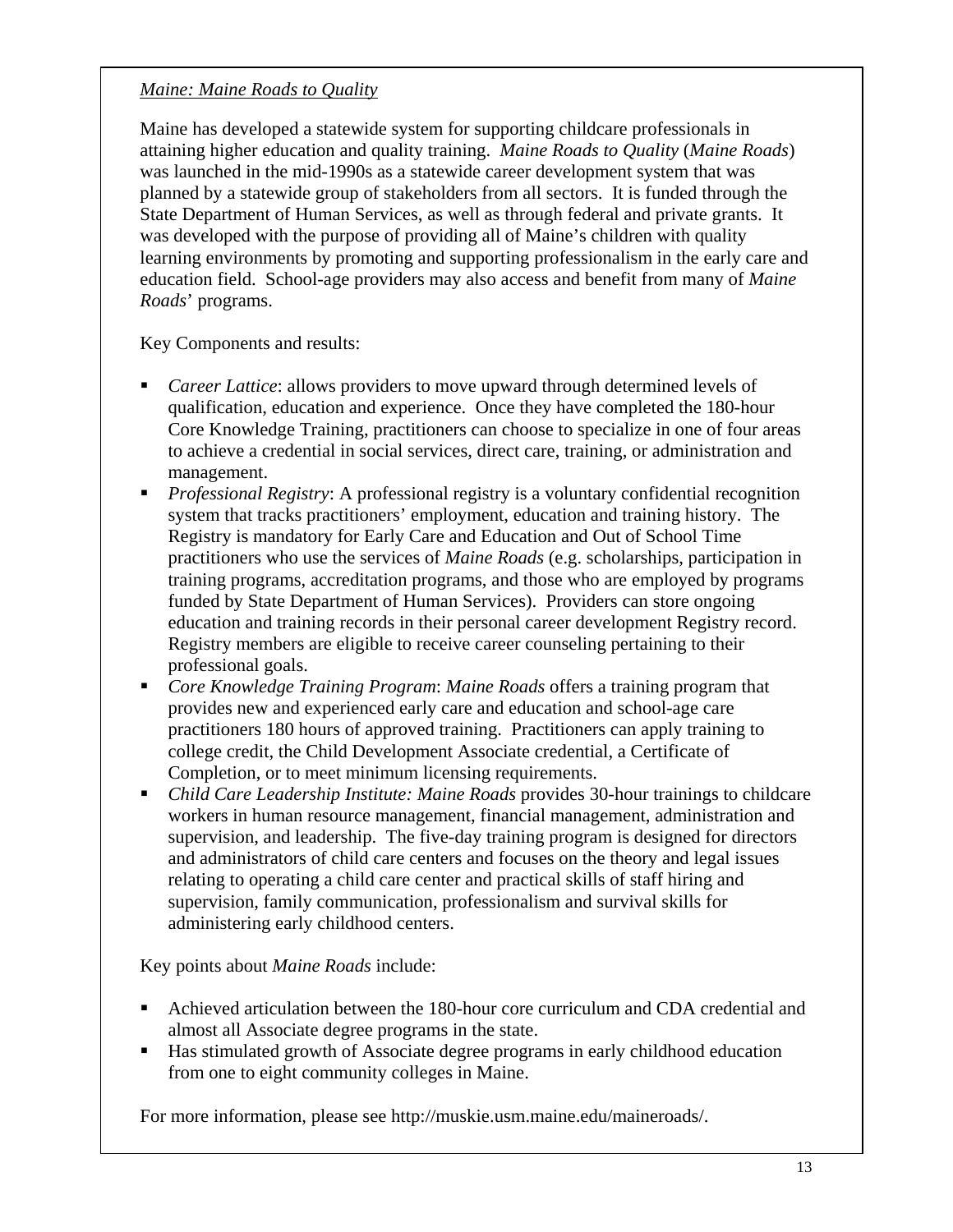*Maine: Maine Roads to Quality*

Maine has developed a statewide system for supporting childcare professionals in attaining higher education and quality training. *Maine Roads to Quality* (*Maine Roads*) was launched in the mid-1990s as a statewide career development system that was planned by a statewide group of stakeholders from all sectors. It is funded through the State Department of Human Services, as well as through federal and private grants. It was developed with the purpose of providing all of Maine's children with quality learning environments by promoting and supporting professionalism in the early care and education field. School-age providers may also access and benefit from many of *Maine Roads*' programs.

Key Components and results:

- *Career Lattice*: allows providers to move upward through determined levels of qualification, education and experience. Once they have completed the 180-hour Core Knowledge Training, practitioners can choose to specialize in one of four areas to achieve a credential in social services, direct care, training, or administration and management.
- *Professional Registry*: A professional registry is a voluntary confidential recognition system that tracks practitioners' employment, education and training history. The Registry is mandatory for Early Care and Education and Out of School Time practitioners who use the services of *Maine Roads* (e.g. scholarships, participation in training programs, accreditation programs, and those who are employed by programs funded by State Department of Human Services). Providers can store ongoing education and training records in their personal career development Registry record. Registry members are eligible to receive career counseling pertaining to their professional goals.
- *Core Knowledge Training Program*: *Maine Roads* offers a training program that provides new and experienced early care and education and school-age care practitioners 180 hours of approved training. Practitioners can apply training to college credit, the Child Development Associate credential, a Certificate of Completion, or to meet minimum licensing requirements.
- *Child Care Leadership Institute: Maine Roads* provides 30-hour trainings to childcare workers in human resource management, financial management, administration and supervision, and leadership. The five-day training program is designed for directors and administrators of child care centers and focuses on the theory and legal issues relating to operating a child care center and practical skills of staff hiring and supervision, family communication, professionalism and survival skills for administering early childhood centers.

Key points about *Maine Roads* include:

- Achieved articulation between the 180-hour core curriculum and CDA credential and almost all Associate degree programs in the state.
- Has stimulated growth of Associate degree programs in early childhood education from one to eight community colleges in Maine.

For more information, please see http://muskie.usm.maine.edu/maineroads/.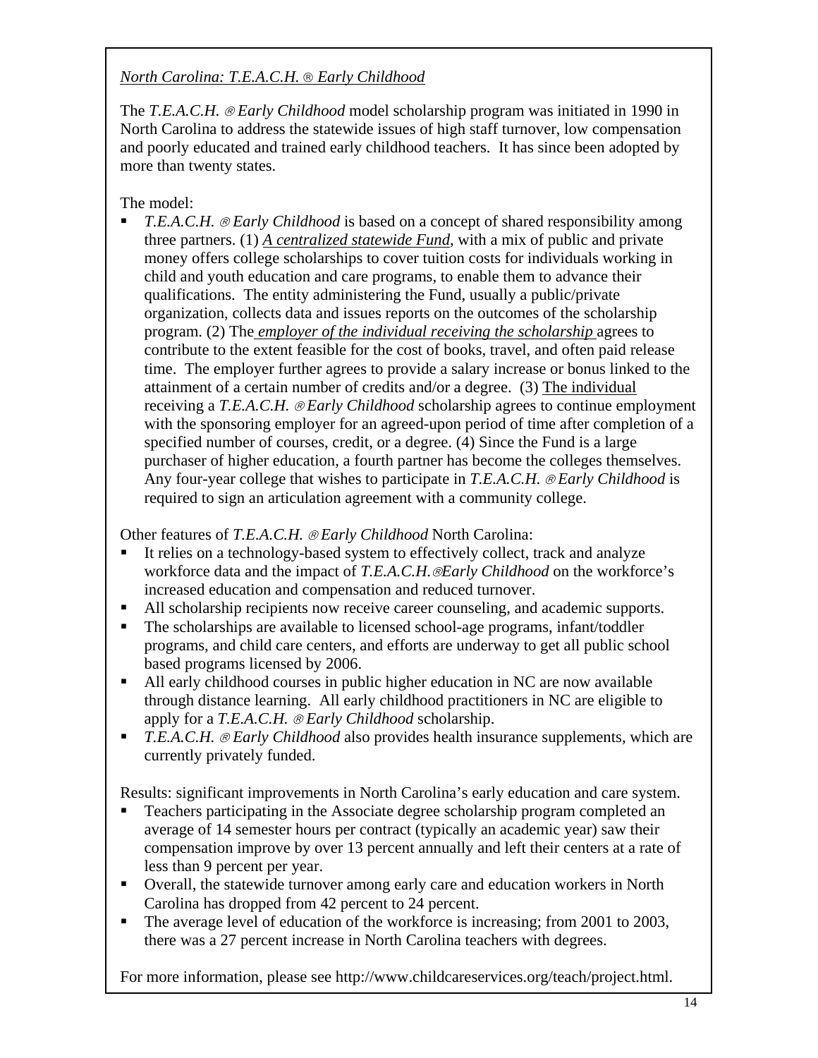*North Carolina: T.E.A.C.H. ® Early Childhood*

The *T.E.A.C.H. ® Early Childhood* model scholarship program was initiated in 1990 in North Carolina to address the statewide issues of high staff turnover, low compensation and poorly educated and trained early childhood teachers. It has since been adopted by more than twenty states.

The model:

- *T.E.A.C.H. ® Early Childhood* is based on a concept of shared responsibility among three partners. (1) *A centralized statewide Fund*, with a mix of public and private money offers college scholarships to cover tuition costs for individuals working in child and youth education and care programs, to enable them to advance their qualifications. The entity administering the Fund, usually a public/private organization, collects data and issues reports on the outcomes of the scholarship program. (2) The *employer of the individual receiving the scholarship* agrees to contribute to the extent feasible for the cost of books, travel, and often paid release time. The employer further agrees to provide a salary increase or bonus linked to the attainment of a certain number of credits and/or a degree. (3) The individual receiving a *T.E.A.C.H. ® Early Childhood* scholarship agrees to continue employment with the sponsoring employer for an agreed-upon period of time after completion of a specified number of courses, credit, or a degree. (4) Since the Fund is a large purchaser of higher education, a fourth partner has become the colleges themselves. Any four-year college that wishes to participate in *T.E.A.C.H. ® Early Childhood* is required to sign an articulation agreement with a community college.

Other features of *T.E.A.C.H. ® Early Childhood* North Carolina:

- It relies on a technology-based system to effectively collect, track and analyze workforce data and the impact of *T.E.A.C.H.®Early Childhood* on the workforce's increased education and compensation and reduced turnover.
- All scholarship recipients now receive career counseling, and academic supports.
- The scholarships are available to licensed school-age programs, infant/toddler programs, and child care centers, and efforts are underway to get all public school based programs licensed by 2006.
- All early childhood courses in public higher education in NC are now available through distance learning. All early childhood practitioners in NC are eligible to apply for a *T.E.A.C.H. ® Early Childhood* scholarship.
- *T.E.A.C.H. ® Early Childhood* also provides health insurance supplements, which are currently privately funded.

Results: significant improvements in North Carolina's early education and care system.

- Teachers participating in the Associate degree scholarship program completed an average of 14 semester hours per contract (typically an academic year) saw their compensation improve by over 13 percent annually and left their centers at a rate of less than 9 percent per year.
- Overall, the statewide turnover among early care and education workers in North Carolina has dropped from 42 percent to 24 percent.
- The average level of education of the workforce is increasing; from 2001 to 2003, there was a 27 percent increase in North Carolina teachers with degrees.

For more information, please see http://www.childcareservices.org/teach/project.html.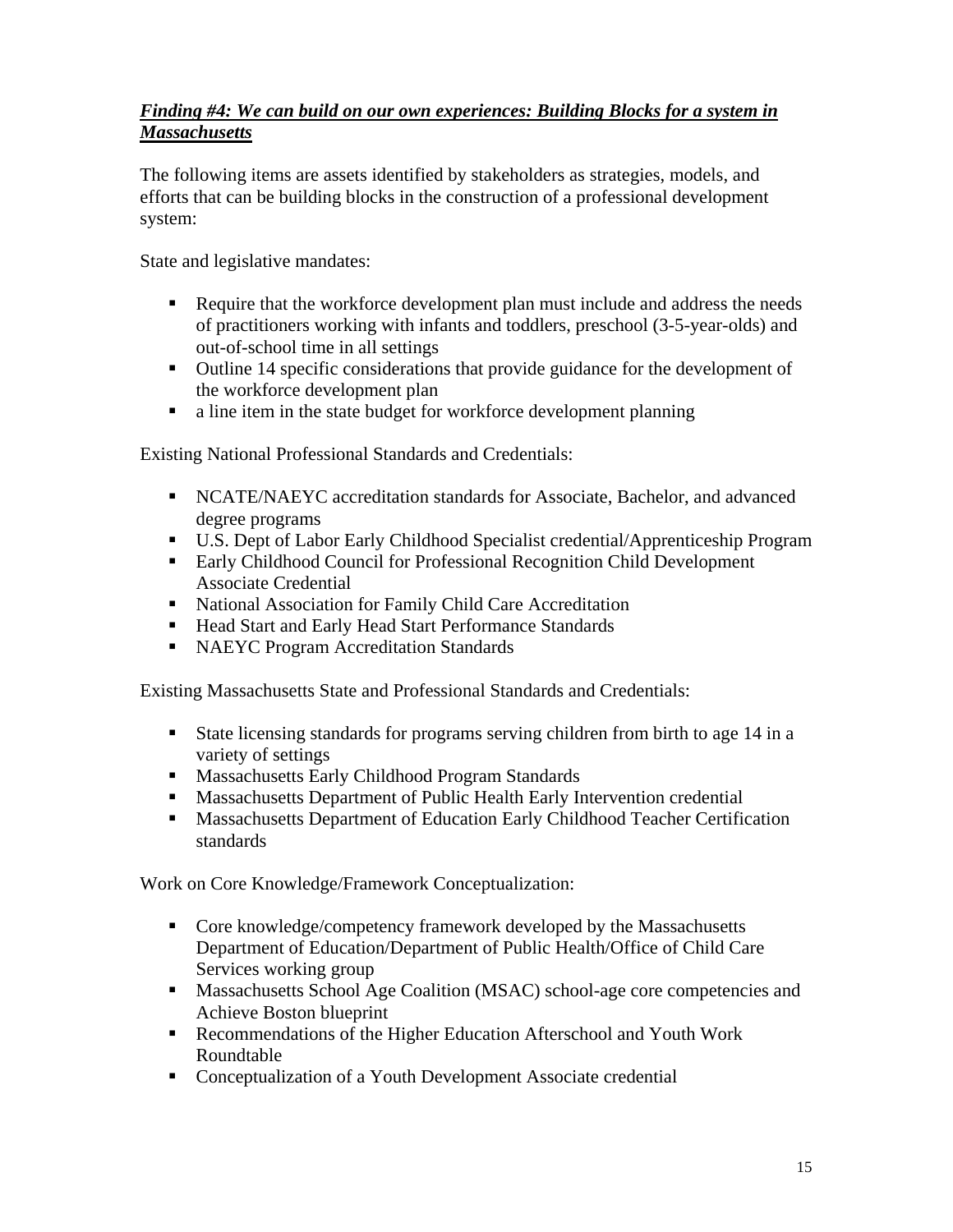***Finding #4: We can build on our own experiences: Building Blocks for a system in Massachusetts***

The following items are assets identified by stakeholders as strategies, models, and efforts that can be building blocks in the construction of a professional development system:

State and legislative mandates:

- Require that the workforce development plan must include and address the needs of practitioners working with infants and toddlers, preschool (3-5-year-olds) and out-of-school time in all settings
- Outline 14 specific considerations that provide guidance for the development of the workforce development plan
- a line item in the state budget for workforce development planning

Existing National Professional Standards and Credentials:

- NCATE/NAEYC accreditation standards for Associate, Bachelor, and advanced degree programs
- U.S. Dept of Labor Early Childhood Specialist credential/Apprenticeship Program
- Early Childhood Council for Professional Recognition Child Development Associate Credential
- National Association for Family Child Care Accreditation
- Head Start and Early Head Start Performance Standards
- NAEYC Program Accreditation Standards

Existing Massachusetts State and Professional Standards and Credentials:

- State licensing standards for programs serving children from birth to age 14 in a variety of settings
- Massachusetts Early Childhood Program Standards
- Massachusetts Department of Public Health Early Intervention credential
- Massachusetts Department of Education Early Childhood Teacher Certification standards

Work on Core Knowledge/Framework Conceptualization:

- Core knowledge/competency framework developed by the Massachusetts Department of Education/Department of Public Health/Office of Child Care Services working group
- Massachusetts School Age Coalition (MSAC) school-age core competencies and Achieve Boston blueprint
- Recommendations of the Higher Education Afterschool and Youth Work Roundtable
- Conceptualization of a Youth Development Associate credential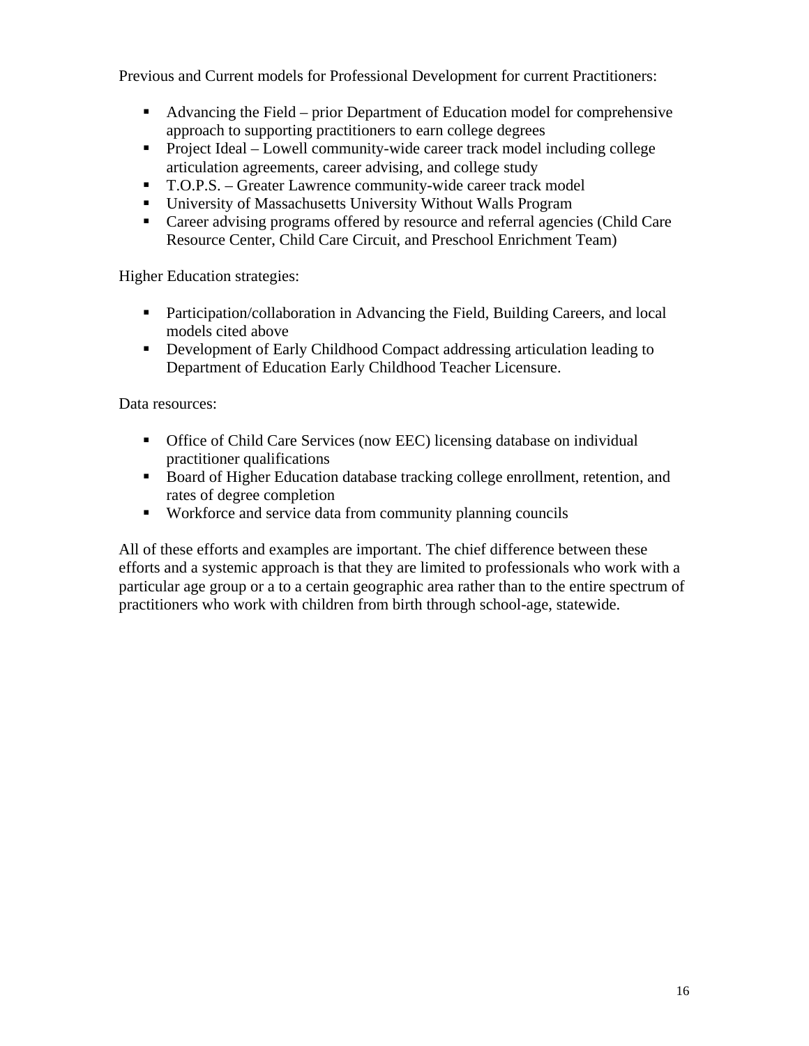Previous and Current models for Professional Development for current Practitioners:

- Advancing the Field – prior Department of Education model for comprehensive approach to supporting practitioners to earn college degrees
- Project Ideal – Lowell community-wide career track model including college articulation agreements, career advising, and college study
- T.O.P.S. – Greater Lawrence community-wide career track model
- University of Massachusetts University Without Walls Program
- Career advising programs offered by resource and referral agencies (Child Care Resource Center, Child Care Circuit, and Preschool Enrichment Team)

Higher Education strategies:

- Participation/collaboration in Advancing the Field, Building Careers, and local models cited above
- Development of Early Childhood Compact addressing articulation leading to Department of Education Early Childhood Teacher Licensure.

Data resources:

- Office of Child Care Services (now EEC) licensing database on individual practitioner qualifications
- Board of Higher Education database tracking college enrollment, retention, and rates of degree completion
- Workforce and service data from community planning councils

All of these efforts and examples are important. The chief difference between these efforts and a systemic approach is that they are limited to professionals who work with a particular age group or a to a certain geographic area rather than to the entire spectrum of practitioners who work with children from birth through school-age, statewide.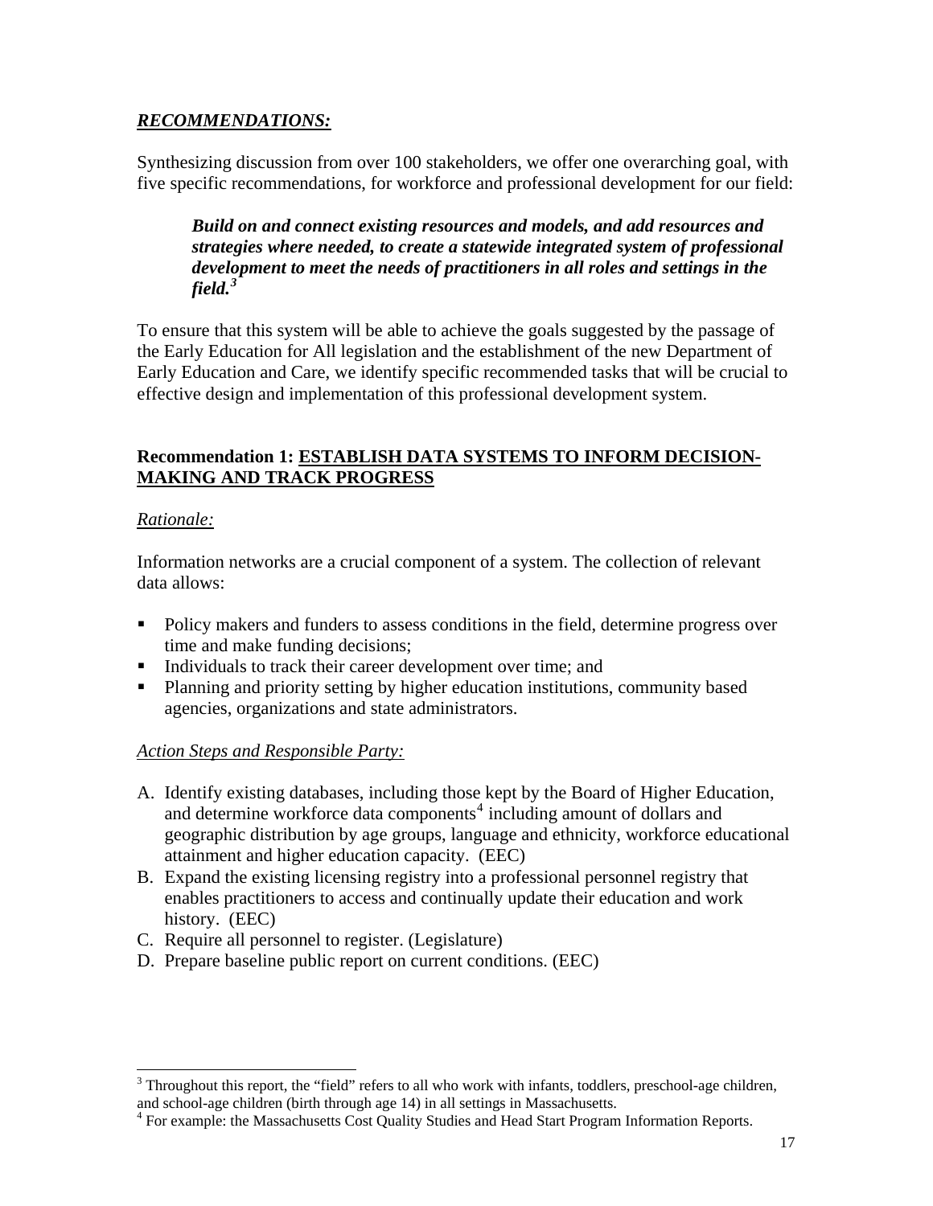***RECOMMENDATIONS:***

Synthesizing discussion from over 100 stakeholders, we offer one overarching goal, with five specific recommendations, for workforce and professional development for our field:

> ***Build on and connect existing resources and models, and add resources and strategies where needed, to create a statewide integrated system of professional development to meet the needs of practitioners in all roles and settings in the field.***[3]

To ensure that this system will be able to achieve the goals suggested by the passage of the Early Education for All legislation and the establishment of the new Department of Early Education and Care, we identify specific recommended tasks that will be crucial to effective design and implementation of this professional development system.

**Recommendation 1: ESTABLISH DATA SYSTEMS TO INFORM DECISION-MAKING AND TRACK PROGRESS**

*Rationale:*

Information networks are a crucial component of a system. The collection of relevant data allows:

- Policy makers and funders to assess conditions in the field, determine progress over time and make funding decisions;
- Individuals to track their career development over time; and
- Planning and priority setting by higher education institutions, community based agencies, organizations and state administrators.

*Action Steps and Responsible Party:*

A. Identify existing databases, including those kept by the Board of Higher Education, and determine workforce data components[4] including amount of dollars and geographic distribution by age groups, language and ethnicity, workforce educational attainment and higher education capacity. (EEC)
B. Expand the existing licensing registry into a professional personnel registry that enables practitioners to access and continually update their education and work history. (EEC)
C. Require all personnel to register. (Legislature)
D. Prepare baseline public report on current conditions. (EEC)

---

[3] Throughout this report, the "field" refers to all who work with infants, toddlers, preschool-age children, and school-age children (birth through age 14) in all settings in Massachusetts.

[4] For example: the Massachusetts Cost Quality Studies and Head Start Program Information Reports.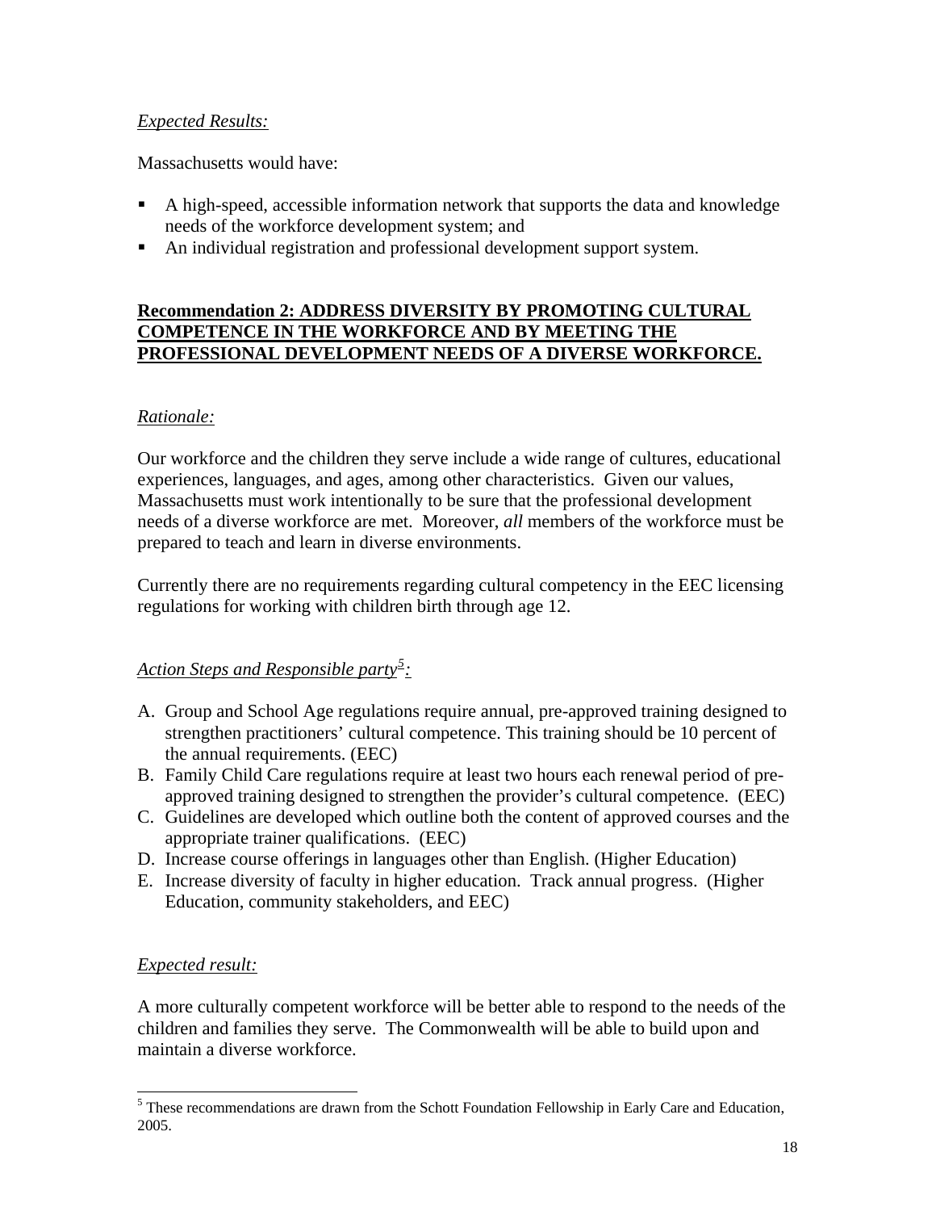*Expected Results:*

Massachusetts would have:

- A high-speed, accessible information network that supports the data and knowledge needs of the workforce development system; and
- An individual registration and professional development support system.

**Recommendation 2: ADDRESS DIVERSITY BY PROMOTING CULTURAL COMPETENCE IN THE WORKFORCE AND BY MEETING THE PROFESSIONAL DEVELOPMENT NEEDS OF A DIVERSE WORKFORCE.**

*Rationale:*

Our workforce and the children they serve include a wide range of cultures, educational experiences, languages, and ages, among other characteristics. Given our values, Massachusetts must work intentionally to be sure that the professional development needs of a diverse workforce are met. Moreover, *all* members of the workforce must be prepared to teach and learn in diverse environments.

Currently there are no requirements regarding cultural competency in the EEC licensing regulations for working with children birth through age 12.

*Action Steps and Responsible party[5]:*

A. Group and School Age regulations require annual, pre-approved training designed to strengthen practitioners' cultural competence. This training should be 10 percent of the annual requirements. (EEC)
B. Family Child Care regulations require at least two hours each renewal period of pre-approved training designed to strengthen the provider's cultural competence. (EEC)
C. Guidelines are developed which outline both the content of approved courses and the appropriate trainer qualifications. (EEC)
D. Increase course offerings in languages other than English. (Higher Education)
E. Increase diversity of faculty in higher education. Track annual progress. (Higher Education, community stakeholders, and EEC)

*Expected result:*

A more culturally competent workforce will be better able to respond to the needs of the children and families they serve. The Commonwealth will be able to build upon and maintain a diverse workforce.

[5] These recommendations are drawn from the Schott Foundation Fellowship in Early Care and Education, 2005.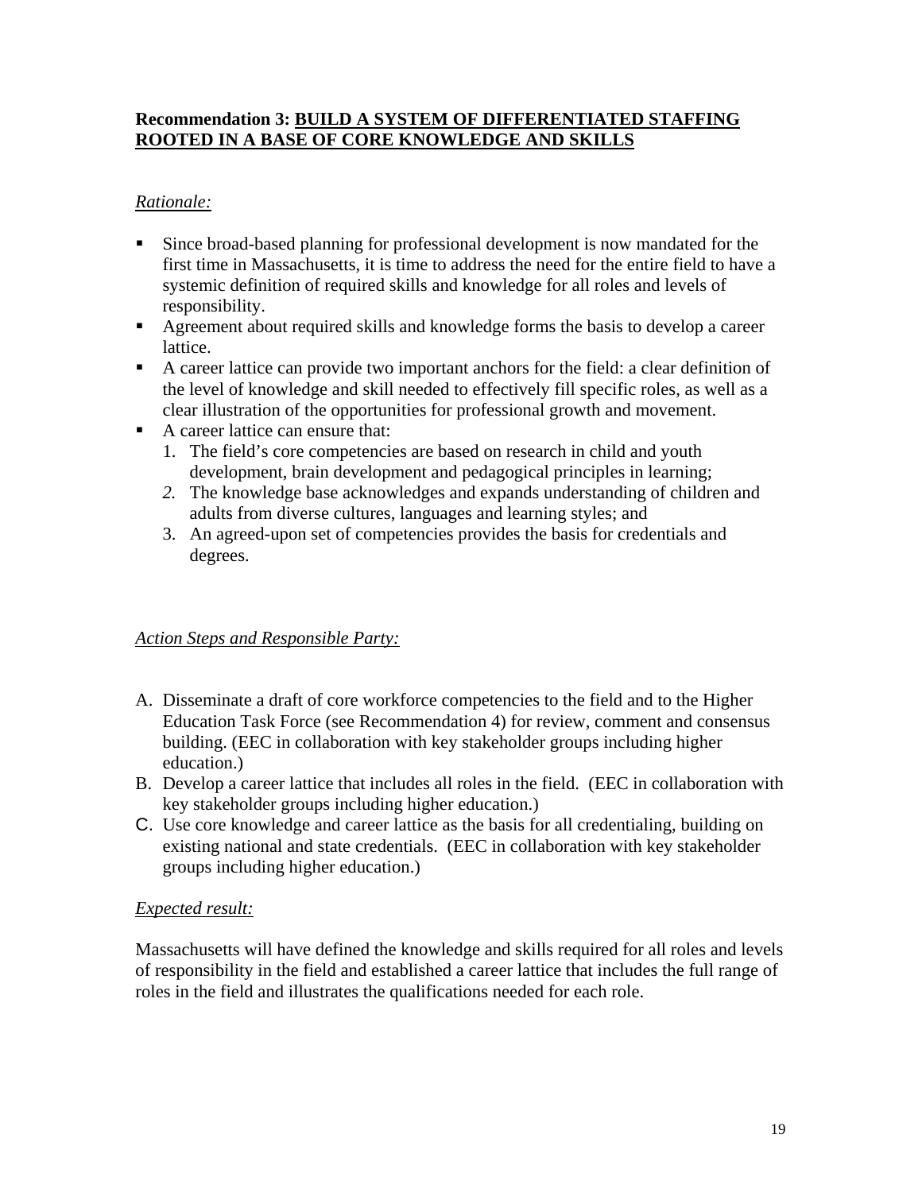**Recommendation 3: <u>BUILD A SYSTEM OF DIFFERENTIATED STAFFING ROOTED IN A BASE OF CORE KNOWLEDGE AND SKILLS</u>**

*<u>Rationale:</u>*

- Since broad-based planning for professional development is now mandated for the first time in Massachusetts, it is time to address the need for the entire field to have a systemic definition of required skills and knowledge for all roles and levels of responsibility.
- Agreement about required skills and knowledge forms the basis to develop a career lattice.
- A career lattice can provide two important anchors for the field: a clear definition of the level of knowledge and skill needed to effectively fill specific roles, as well as a clear illustration of the opportunities for professional growth and movement.
- A career lattice can ensure that:
  1. The field's core competencies are based on research in child and youth development, brain development and pedagogical principles in learning;
  2. The knowledge base acknowledges and expands understanding of children and adults from diverse cultures, languages and learning styles; and
  3. An agreed-upon set of competencies provides the basis for credentials and degrees.

*<u>Action Steps and Responsible Party:</u>*

A. Disseminate a draft of core workforce competencies to the field and to the Higher Education Task Force (see Recommendation 4) for review, comment and consensus building. (EEC in collaboration with key stakeholder groups including higher education.)
B. Develop a career lattice that includes all roles in the field. (EEC in collaboration with key stakeholder groups including higher education.)
C. Use core knowledge and career lattice as the basis for all credentialing, building on existing national and state credentials. (EEC in collaboration with key stakeholder groups including higher education.)

*<u>Expected result:</u>*

Massachusetts will have defined the knowledge and skills required for all roles and levels of responsibility in the field and established a career lattice that includes the full range of roles in the field and illustrates the qualifications needed for each role.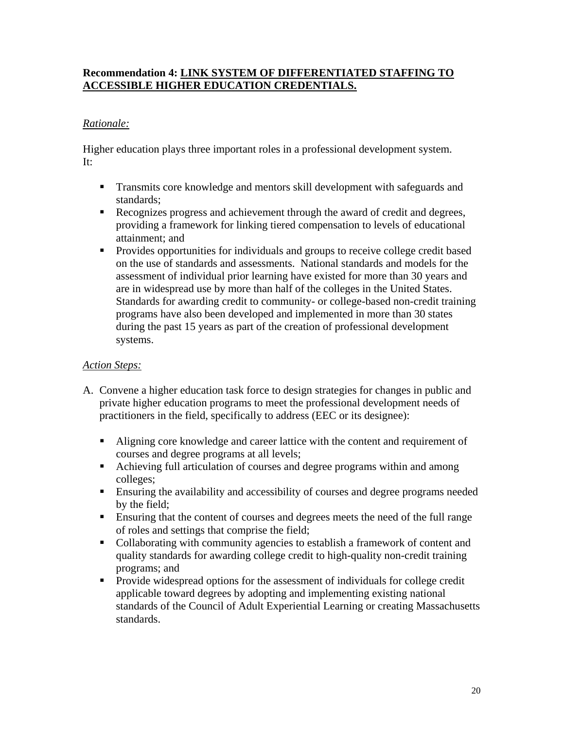**Recommendation 4: LINK SYSTEM OF DIFFERENTIATED STAFFING TO ACCESSIBLE HIGHER EDUCATION CREDENTIALS.**

*Rationale:*

Higher education plays three important roles in a professional development system. It:

- Transmits core knowledge and mentors skill development with safeguards and standards;
- Recognizes progress and achievement through the award of credit and degrees, providing a framework for linking tiered compensation to levels of educational attainment; and
- Provides opportunities for individuals and groups to receive college credit based on the use of standards and assessments. National standards and models for the assessment of individual prior learning have existed for more than 30 years and are in widespread use by more than half of the colleges in the United States. Standards for awarding credit to community- or college-based non-credit training programs have also been developed and implemented in more than 30 states during the past 15 years as part of the creation of professional development systems.

*Action Steps:*

A. Convene a higher education task force to design strategies for changes in public and private higher education programs to meet the professional development needs of practitioners in the field, specifically to address (EEC or its designee):

   - Aligning core knowledge and career lattice with the content and requirement of courses and degree programs at all levels;
   - Achieving full articulation of courses and degree programs within and among colleges;
   - Ensuring the availability and accessibility of courses and degree programs needed by the field;
   - Ensuring that the content of courses and degrees meets the need of the full range of roles and settings that comprise the field;
   - Collaborating with community agencies to establish a framework of content and quality standards for awarding college credit to high-quality non-credit training programs; and
   - Provide widespread options for the assessment of individuals for college credit applicable toward degrees by adopting and implementing existing national standards of the Council of Adult Experiential Learning or creating Massachusetts standards.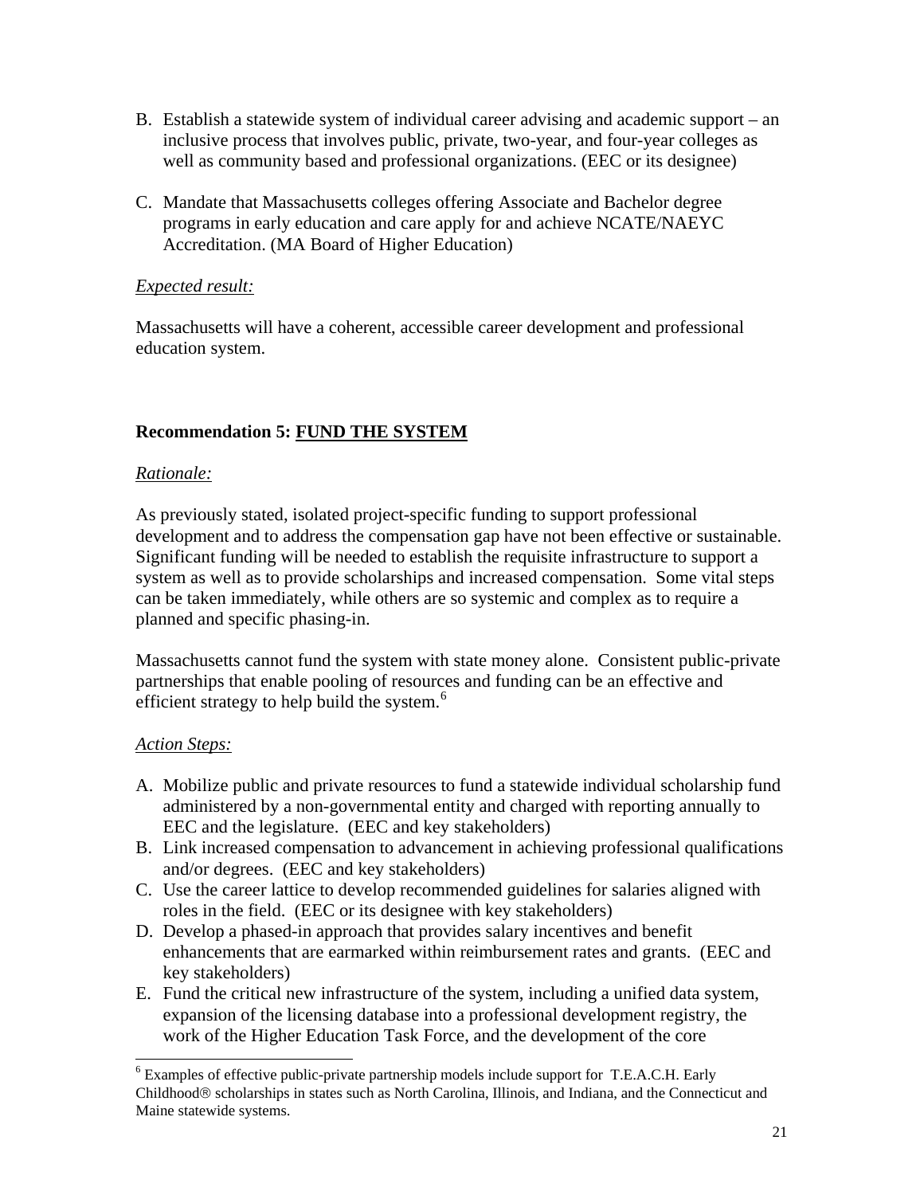B. Establish a statewide system of individual career advising and academic support – an inclusive process that involves public, private, two-year, and four-year colleges as well as community based and professional organizations. (EEC or its designee)

C. Mandate that Massachusetts colleges offering Associate and Bachelor degree programs in early education and care apply for and achieve NCATE/NAEYC Accreditation. (MA Board of Higher Education)

*Expected result:*

Massachusetts will have a coherent, accessible career development and professional education system.

**Recommendation 5: FUND THE SYSTEM**

*Rationale:*

As previously stated, isolated project-specific funding to support professional development and to address the compensation gap have not been effective or sustainable. Significant funding will be needed to establish the requisite infrastructure to support a system as well as to provide scholarships and increased compensation. Some vital steps can be taken immediately, while others are so systemic and complex as to require a planned and specific phasing-in.

Massachusetts cannot fund the system with state money alone. Consistent public-private partnerships that enable pooling of resources and funding can be an effective and efficient strategy to help build the system.[6]

*Action Steps:*

A. Mobilize public and private resources to fund a statewide individual scholarship fund administered by a non-governmental entity and charged with reporting annually to EEC and the legislature. (EEC and key stakeholders)
B. Link increased compensation to advancement in achieving professional qualifications and/or degrees. (EEC and key stakeholders)
C. Use the career lattice to develop recommended guidelines for salaries aligned with roles in the field. (EEC or its designee with key stakeholders)
D. Develop a phased-in approach that provides salary incentives and benefit enhancements that are earmarked within reimbursement rates and grants. (EEC and key stakeholders)
E. Fund the critical new infrastructure of the system, including a unified data system, expansion of the licensing database into a professional development registry, the work of the Higher Education Task Force, and the development of the core

---

[6] Examples of effective public-private partnership models include support for T.E.A.C.H. Early Childhood® scholarships in states such as North Carolina, Illinois, and Indiana, and the Connecticut and Maine statewide systems.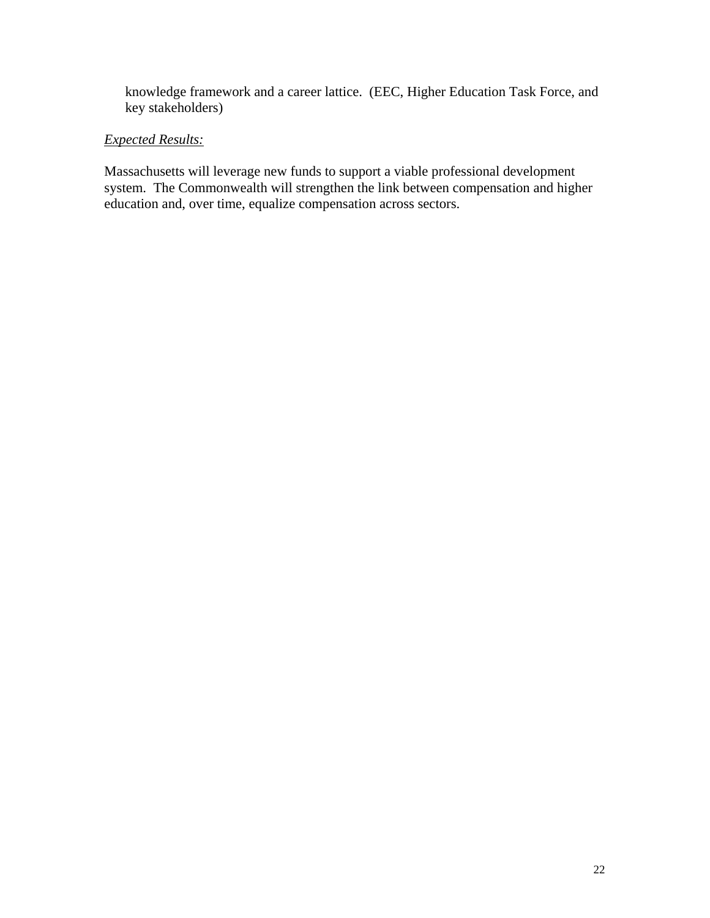knowledge framework and a career lattice. (EEC, Higher Education Task Force, and key stakeholders)

*Expected Results:*

Massachusetts will leverage new funds to support a viable professional development system. The Commonwealth will strengthen the link between compensation and higher education and, over time, equalize compensation across sectors.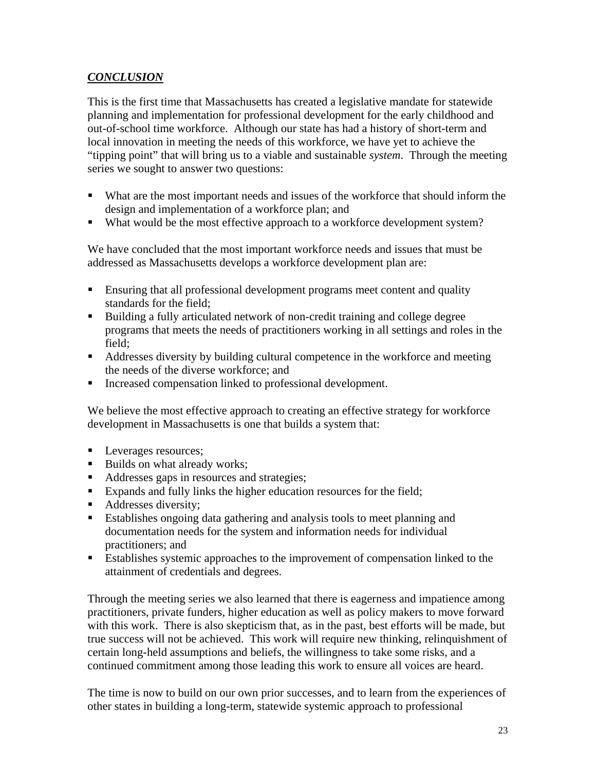## ***CONCLUSION***

This is the first time that Massachusetts has created a legislative mandate for statewide planning and implementation for professional development for the early childhood and out-of-school time workforce. Although our state has had a history of short-term and local innovation in meeting the needs of this workforce, we have yet to achieve the "tipping point" that will bring us to a viable and sustainable *system*. Through the meeting series we sought to answer two questions:

- What are the most important needs and issues of the workforce that should inform the design and implementation of a workforce plan; and
- What would be the most effective approach to a workforce development system?

We have concluded that the most important workforce needs and issues that must be addressed as Massachusetts develops a workforce development plan are:

- Ensuring that all professional development programs meet content and quality standards for the field;
- Building a fully articulated network of non-credit training and college degree programs that meets the needs of practitioners working in all settings and roles in the field;
- Addresses diversity by building cultural competence in the workforce and meeting the needs of the diverse workforce; and
- Increased compensation linked to professional development.

We believe the most effective approach to creating an effective strategy for workforce development in Massachusetts is one that builds a system that:

- Leverages resources;
- Builds on what already works;
- Addresses gaps in resources and strategies;
- Expands and fully links the higher education resources for the field;
- Addresses diversity;
- Establishes ongoing data gathering and analysis tools to meet planning and documentation needs for the system and information needs for individual practitioners; and
- Establishes systemic approaches to the improvement of compensation linked to the attainment of credentials and degrees.

Through the meeting series we also learned that there is eagerness and impatience among practitioners, private funders, higher education as well as policy makers to move forward with this work. There is also skepticism that, as in the past, best efforts will be made, but true success will not be achieved. This work will require new thinking, relinquishment of certain long-held assumptions and beliefs, the willingness to take some risks, and a continued commitment among those leading this work to ensure all voices are heard.

The time is now to build on our own prior successes, and to learn from the experiences of other states in building a long-term, statewide systemic approach to professional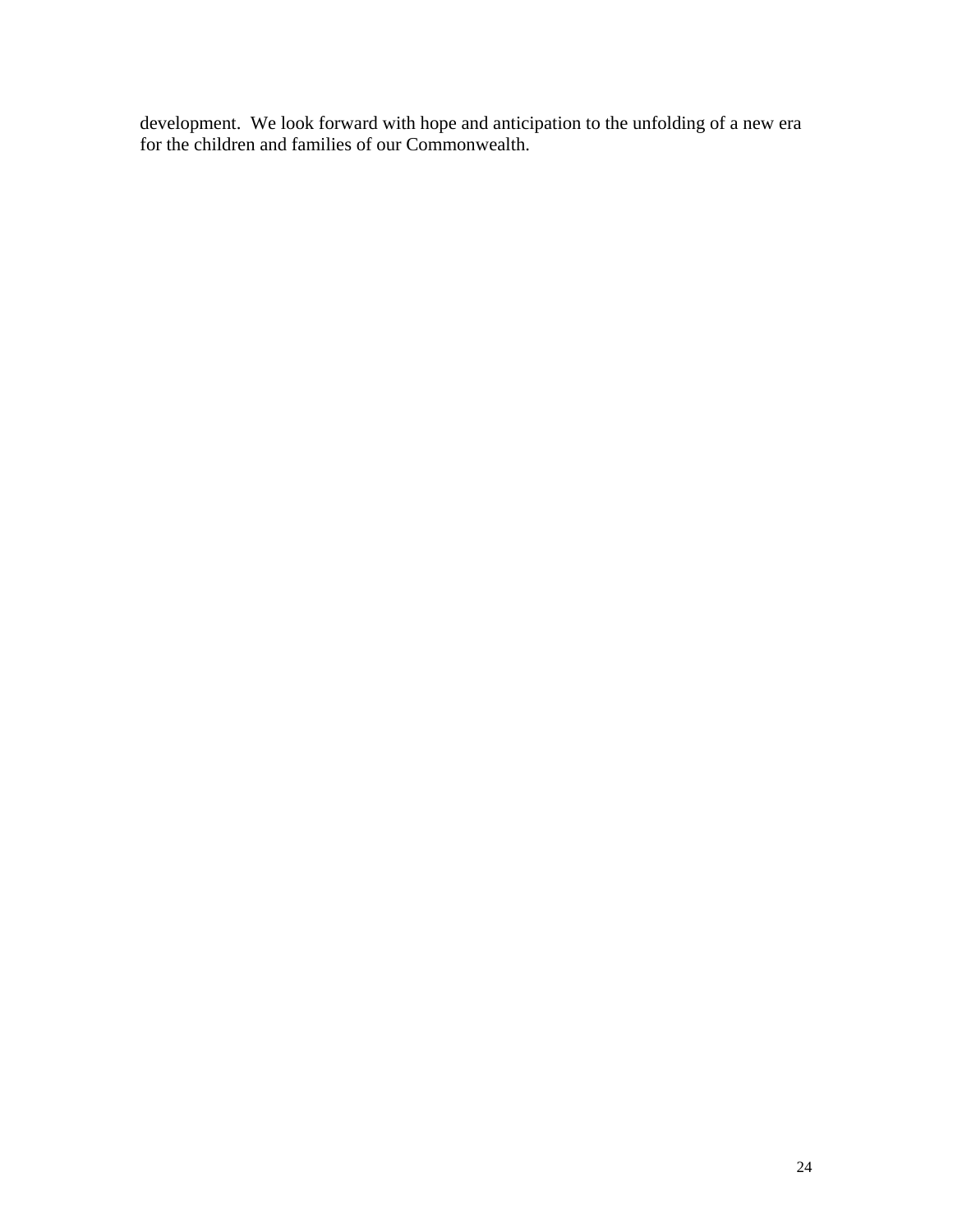development.  We look forward with hope and anticipation to the unfolding of a new era for the children and families of our Commonwealth.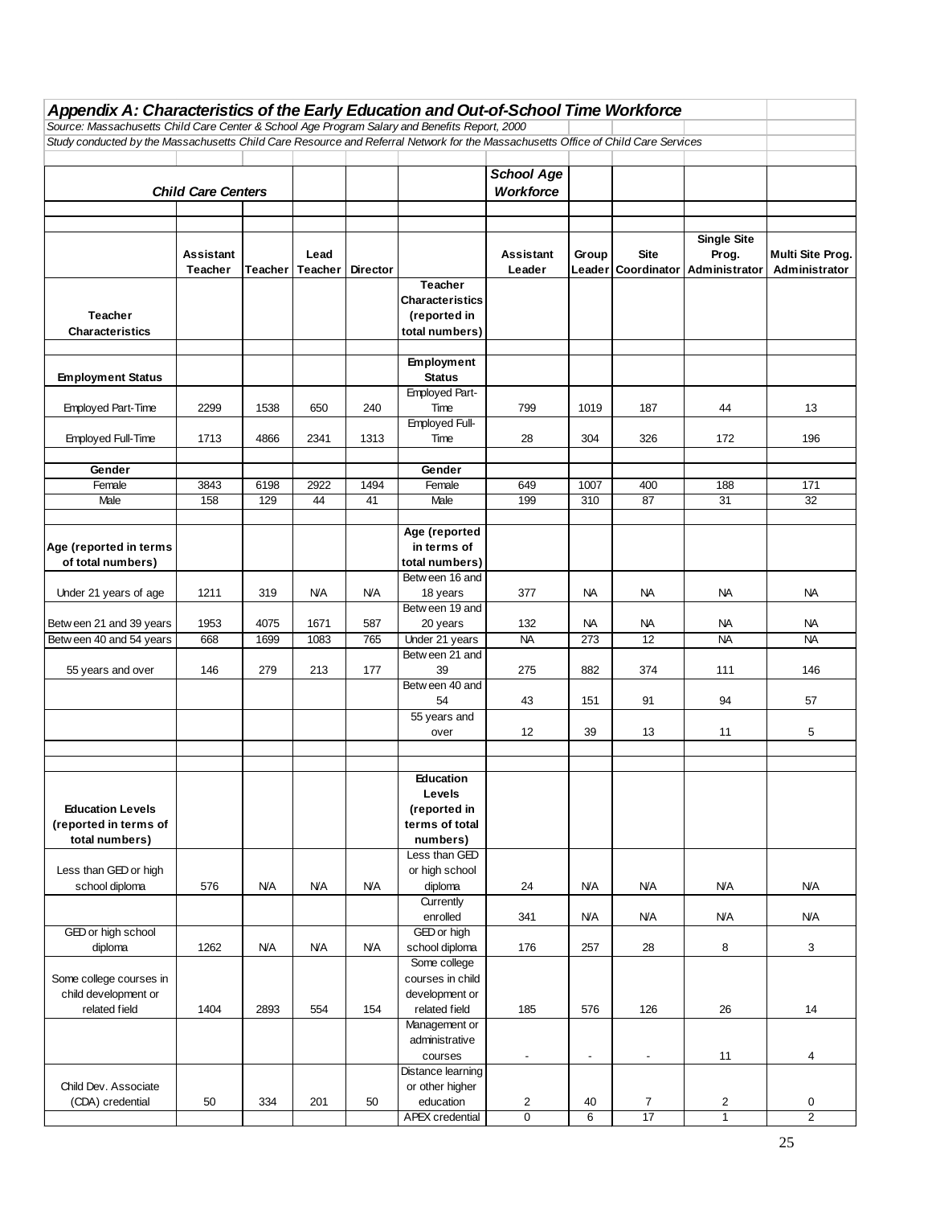## Appendix A: Characteristics of the Early Education and Out-of-School Time Workforce

*Source: Massachusetts Child Care Center & School Age Program Salary and Benefits Report, 2000*

*Study conducted by the Massachusetts Child Care Resource and Referral Network for the Massachusetts Office of Child Care Services*

| ***Child Care Centers*** | | | | | | ***School Age Workforce*** | | | | |
|---|---|---|---|---|---|---|---|---|---|---|
| | **Assistant Teacher** | **Teacher** | **Lead Teacher** | **Director** | | **Assistant Leader** | **Group Leader** | **Site Coordinator** | **Single Site Prog. Administrator** | **Multi Site Prog. Administrator** |
| **Teacher Characteristics** | | | | | **Teacher Characteristics (reported in total numbers)** | | | | | |
| **Employment Status** | | | | | **Employment Status** | | | | | |
| Employed Part-Time | 2299 | 1538 | 650 | 240 | Employed Part-Time | 799 | 1019 | 187 | 44 | 13 |
| Employed Full-Time | 1713 | 4866 | 2341 | 1313 | Employed Full-Time | 28 | 304 | 326 | 172 | 196 |
| **Gender** | | | | | **Gender** | | | | | |
| Female | 3843 | 6198 | 2922 | 1494 | Female | 649 | 1007 | 400 | 188 | 171 |
| Male | 158 | 129 | 44 | 41 | Male | 199 | 310 | 87 | 31 | 32 |
| **Age (reported in terms of total numbers)** | | | | | **Age (reported in terms of total numbers)** | | | | | |
| Under 21 years of age | 1211 | 319 | N/A | N/A | Between 16 and 18 years | 377 | NA | NA | NA | NA |
| Between 21 and 39 years | 1953 | 4075 | 1671 | 587 | Between 19 and 20 years | 132 | NA | NA | NA | NA |
| Between 40 and 54 years | 668 | 1699 | 1083 | 765 | Under 21 years | NA | 273 | 12 | NA | NA |
| 55 years and over | 146 | 279 | 213 | 177 | Between 21 and 39 | 275 | 882 | 374 | 111 | 146 |
| | | | | | Between 40 and 54 | 43 | 151 | 91 | 94 | 57 |
| | | | | | 55 years and over | 12 | 39 | 13 | 11 | 5 |
| **Education Levels (reported in terms of total numbers)** | | | | | **Education Levels (reported in terms of total numbers)** | | | | | |
| Less than GED or high school diploma | 576 | N/A | N/A | N/A | Less than GED or high school diploma | 24 | N/A | N/A | N/A | N/A |
| | | | | | Currently enrolled | 341 | N/A | N/A | N/A | N/A |
| GED or high school diploma | 1262 | N/A | N/A | N/A | GED or high school diploma | 176 | 257 | 28 | 8 | 3 |
| Some college courses in child development or related field | 1404 | 2893 | 554 | 154 | Some college courses in child development or related field | 185 | 576 | 126 | 26 | 14 |
| | | | | | Management or administrative courses | - | - | - | 11 | 4 |
| Child Dev. Associate (CDA) credential | 50 | 334 | 201 | 50 | Distance learning or other higher education | 2 | 40 | 7 | 2 | 0 |
| | | | | | APEX credential | 0 | 6 | 17 | 1 | 2 |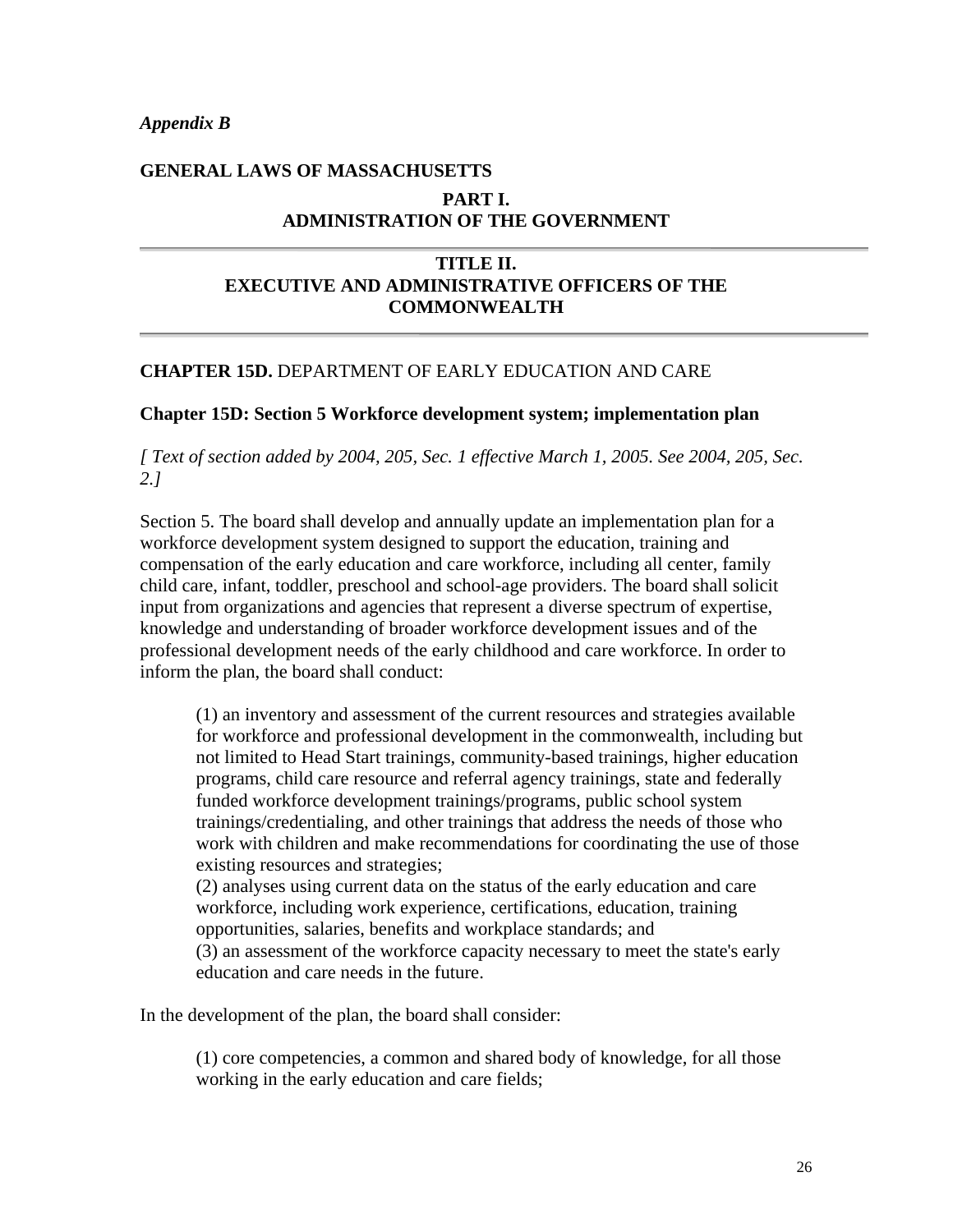*Appendix B*

**GENERAL LAWS OF MASSACHUSETTS**

**PART I.**
**ADMINISTRATION OF THE GOVERNMENT**

---

**TITLE II.**
**EXECUTIVE AND ADMINISTRATIVE OFFICERS OF THE COMMONWEALTH**

---

**CHAPTER 15D.** DEPARTMENT OF EARLY EDUCATION AND CARE

**Chapter 15D: Section 5 Workforce development system; implementation plan**

*[ Text of section added by 2004, 205, Sec. 1 effective March 1, 2005. See 2004, 205, Sec. 2.]*

Section 5. The board shall develop and annually update an implementation plan for a workforce development system designed to support the education, training and compensation of the early education and care workforce, including all center, family child care, infant, toddler, preschool and school-age providers. The board shall solicit input from organizations and agencies that represent a diverse spectrum of expertise, knowledge and understanding of broader workforce development issues and of the professional development needs of the early childhood and care workforce. In order to inform the plan, the board shall conduct:

> (1) an inventory and assessment of the current resources and strategies available for workforce and professional development in the commonwealth, including but not limited to Head Start trainings, community-based trainings, higher education programs, child care resource and referral agency trainings, state and federally funded workforce development trainings/programs, public school system trainings/credentialing, and other trainings that address the needs of those who work with children and make recommendations for coordinating the use of those existing resources and strategies;
> (2) analyses using current data on the status of the early education and care workforce, including work experience, certifications, education, training opportunities, salaries, benefits and workplace standards; and
> (3) an assessment of the workforce capacity necessary to meet the state's early education and care needs in the future.

In the development of the plan, the board shall consider:

> (1) core competencies, a common and shared body of knowledge, for all those working in the early education and care fields;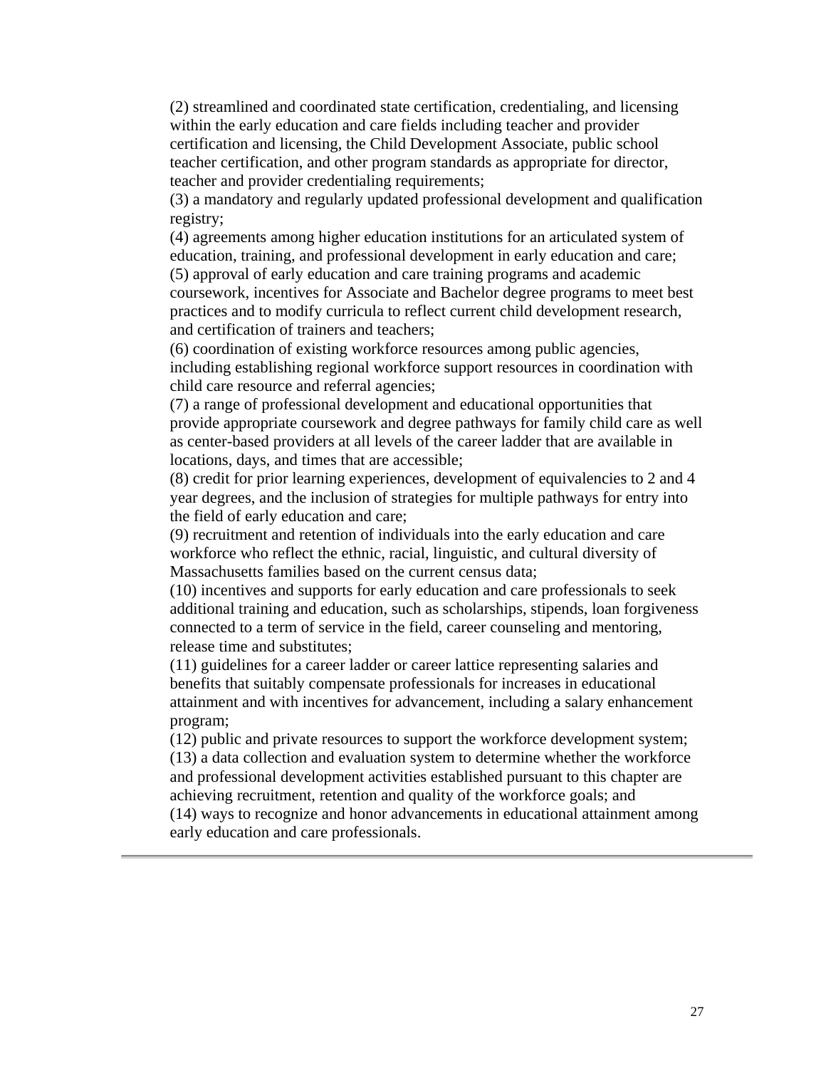(2) streamlined and coordinated state certification, credentialing, and licensing within the early education and care fields including teacher and provider certification and licensing, the Child Development Associate, public school teacher certification, and other program standards as appropriate for director, teacher and provider credentialing requirements;
(3) a mandatory and regularly updated professional development and qualification registry;
(4) agreements among higher education institutions for an articulated system of education, training, and professional development in early education and care;
(5) approval of early education and care training programs and academic coursework, incentives for Associate and Bachelor degree programs to meet best practices and to modify curricula to reflect current child development research, and certification of trainers and teachers;
(6) coordination of existing workforce resources among public agencies, including establishing regional workforce support resources in coordination with child care resource and referral agencies;
(7) a range of professional development and educational opportunities that provide appropriate coursework and degree pathways for family child care as well as center-based providers at all levels of the career ladder that are available in locations, days, and times that are accessible;
(8) credit for prior learning experiences, development of equivalencies to 2 and 4 year degrees, and the inclusion of strategies for multiple pathways for entry into the field of early education and care;
(9) recruitment and retention of individuals into the early education and care workforce who reflect the ethnic, racial, linguistic, and cultural diversity of Massachusetts families based on the current census data;
(10) incentives and supports for early education and care professionals to seek additional training and education, such as scholarships, stipends, loan forgiveness connected to a term of service in the field, career counseling and mentoring, release time and substitutes;
(11) guidelines for a career ladder or career lattice representing salaries and benefits that suitably compensate professionals for increases in educational attainment and with incentives for advancement, including a salary enhancement program;
(12) public and private resources to support the workforce development system;
(13) a data collection and evaluation system to determine whether the workforce and professional development activities established pursuant to this chapter are achieving recruitment, retention and quality of the workforce goals; and
(14) ways to recognize and honor advancements in educational attainment among early education and care professionals.

---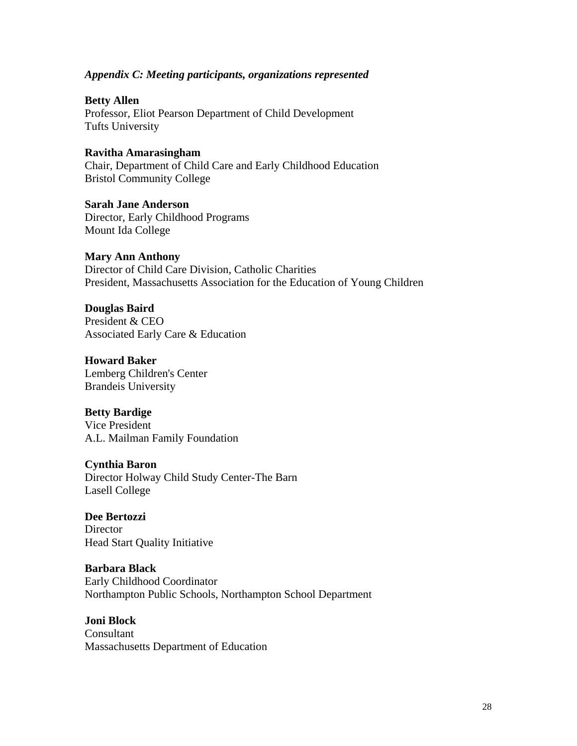*Appendix C: Meeting participants, organizations represented*

**Betty Allen**
Professor, Eliot Pearson Department of Child Development
Tufts University

**Ravitha Amarasingham**
Chair, Department of Child Care and Early Childhood Education
Bristol Community College

**Sarah Jane Anderson**
Director, Early Childhood Programs
Mount Ida College

**Mary Ann Anthony**
Director of Child Care Division, Catholic Charities
President, Massachusetts Association for the Education of Young Children

**Douglas Baird**
President & CEO
Associated Early Care & Education

**Howard Baker**
Lemberg Children's Center
Brandeis University

**Betty Bardige**
Vice President
A.L. Mailman Family Foundation

**Cynthia Baron**
Director Holway Child Study Center-The Barn
Lasell College

**Dee Bertozzi**
Director
Head Start Quality Initiative

**Barbara Black**
Early Childhood Coordinator
Northampton Public Schools, Northampton School Department

**Joni Block**
Consultant
Massachusetts Department of Education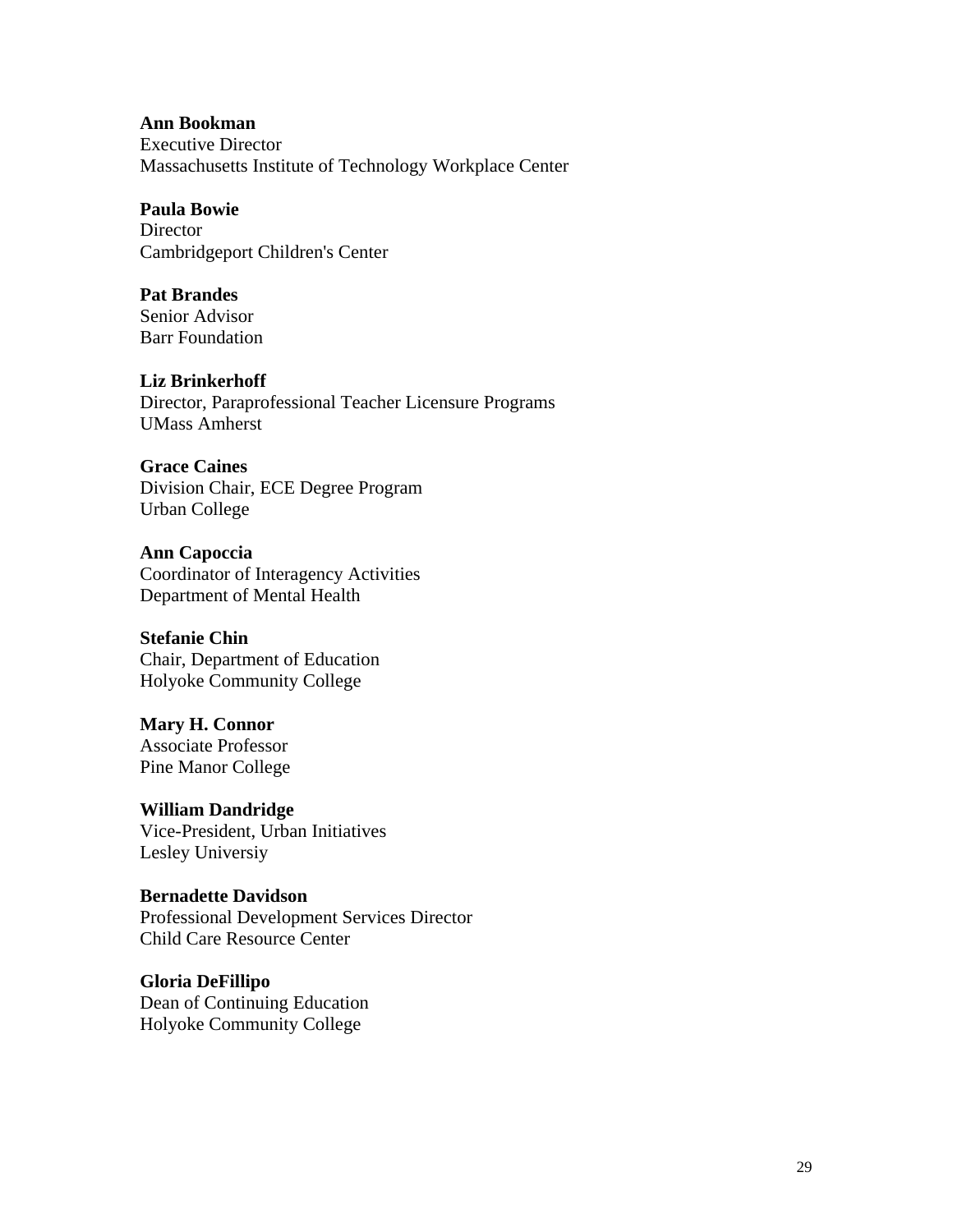**Ann Bookman**
Executive Director
Massachusetts Institute of Technology Workplace Center

**Paula Bowie**
Director
Cambridgeport Children's Center

**Pat Brandes**
Senior Advisor
Barr Foundation

**Liz Brinkerhoff**
Director, Paraprofessional Teacher Licensure Programs
UMass Amherst

**Grace Caines**
Division Chair, ECE Degree Program
Urban College

**Ann Capoccia**
Coordinator of Interagency Activities
Department of Mental Health

**Stefanie Chin**
Chair, Department of Education
Holyoke Community College

**Mary H. Connor**
Associate Professor
Pine Manor College

**William Dandridge**
Vice-President, Urban Initiatives
Lesley Universiy

**Bernadette Davidson**
Professional Development Services Director
Child Care Resource Center

**Gloria DeFillipo**
Dean of Continuing Education
Holyoke Community College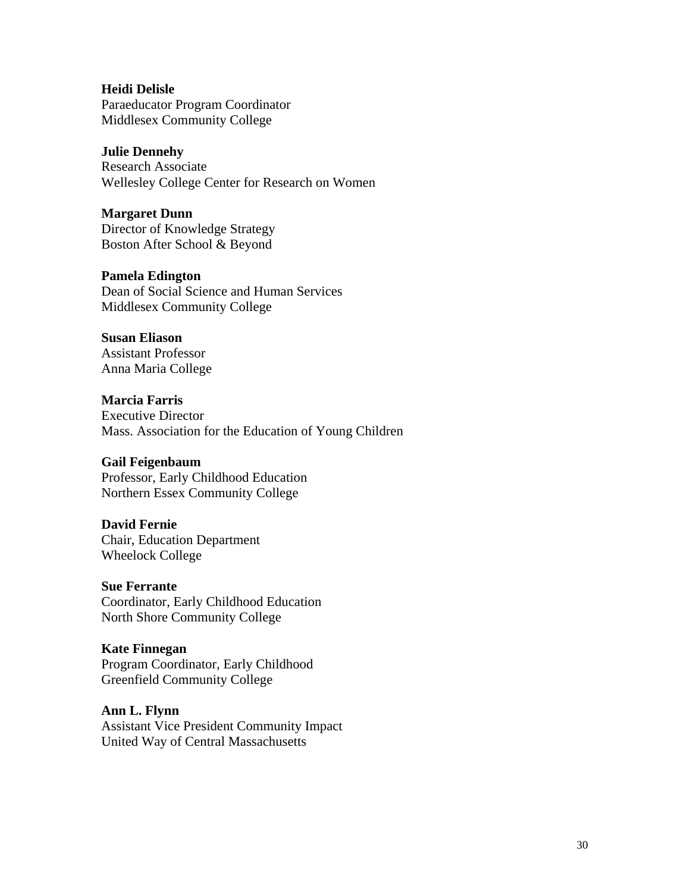**Heidi Delisle**
Paraeducator Program Coordinator
Middlesex Community College

**Julie Dennehy**
Research Associate
Wellesley College Center for Research on Women

**Margaret Dunn**
Director of Knowledge Strategy
Boston After School & Beyond

**Pamela Edington**
Dean of Social Science and Human Services
Middlesex Community College

**Susan Eliason**
Assistant Professor
Anna Maria College

**Marcia Farris**
Executive Director
Mass. Association for the Education of Young Children

**Gail Feigenbaum**
Professor, Early Childhood Education
Northern Essex Community College

**David Fernie**
Chair, Education Department
Wheelock College

**Sue Ferrante**
Coordinator, Early Childhood Education
North Shore Community College

**Kate Finnegan**
Program Coordinator, Early Childhood
Greenfield Community College

**Ann L. Flynn**
Assistant Vice President Community Impact
United Way of Central Massachusetts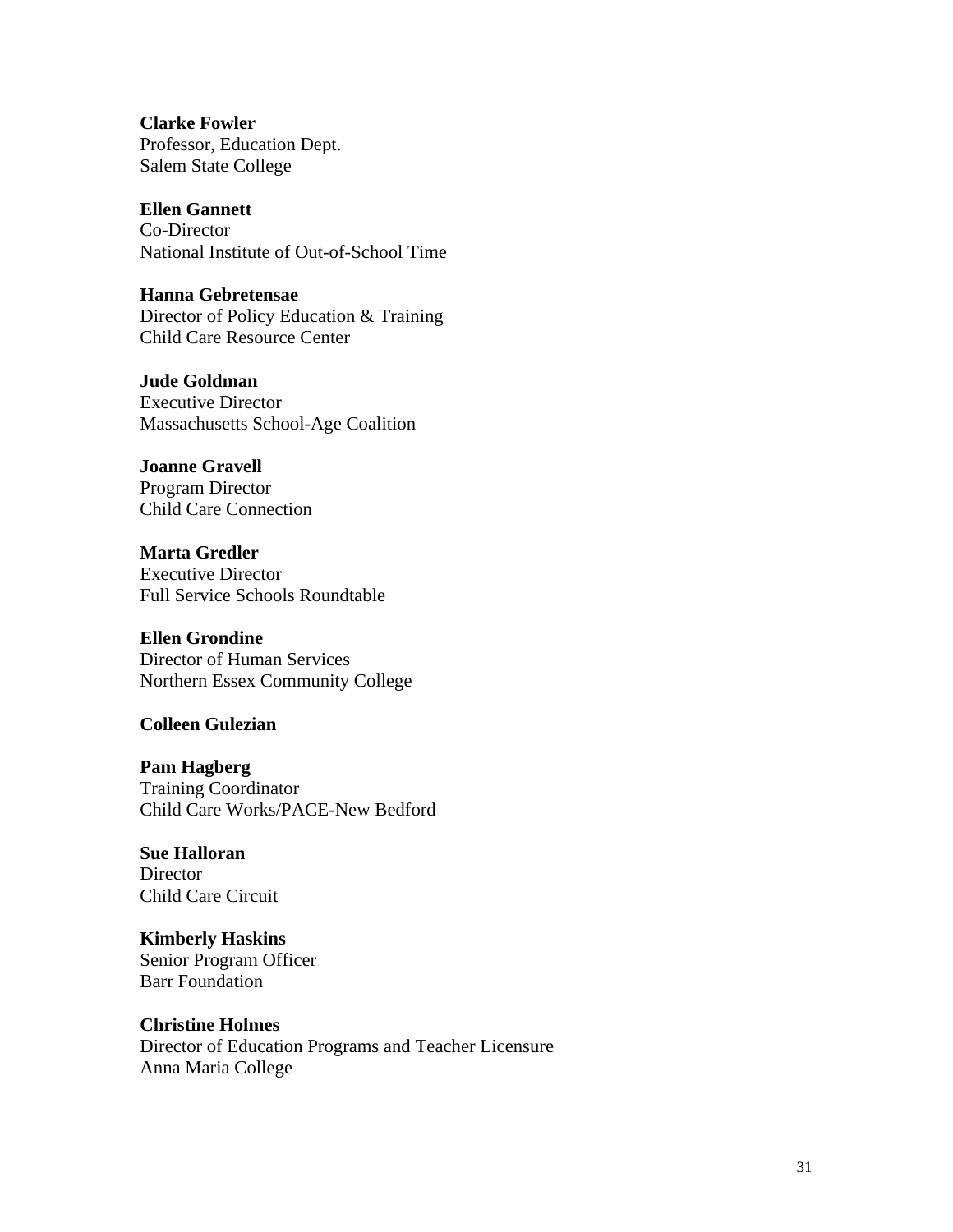**Clarke Fowler**
Professor, Education Dept.
Salem State College

**Ellen Gannett**
Co-Director
National Institute of Out-of-School Time

**Hanna Gebretensae**
Director of Policy Education & Training
Child Care Resource Center

**Jude Goldman**
Executive Director
Massachusetts School-Age Coalition

**Joanne Gravell**
Program Director
Child Care Connection

**Marta Gredler**
Executive Director
Full Service Schools Roundtable

**Ellen Grondine**
Director of Human Services
Northern Essex Community College

**Colleen Gulezian**

**Pam Hagberg**
Training Coordinator
Child Care Works/PACE-New Bedford

**Sue Halloran**
Director
Child Care Circuit

**Kimberly Haskins**
Senior Program Officer
Barr Foundation

**Christine Holmes**
Director of Education Programs and Teacher Licensure
Anna Maria College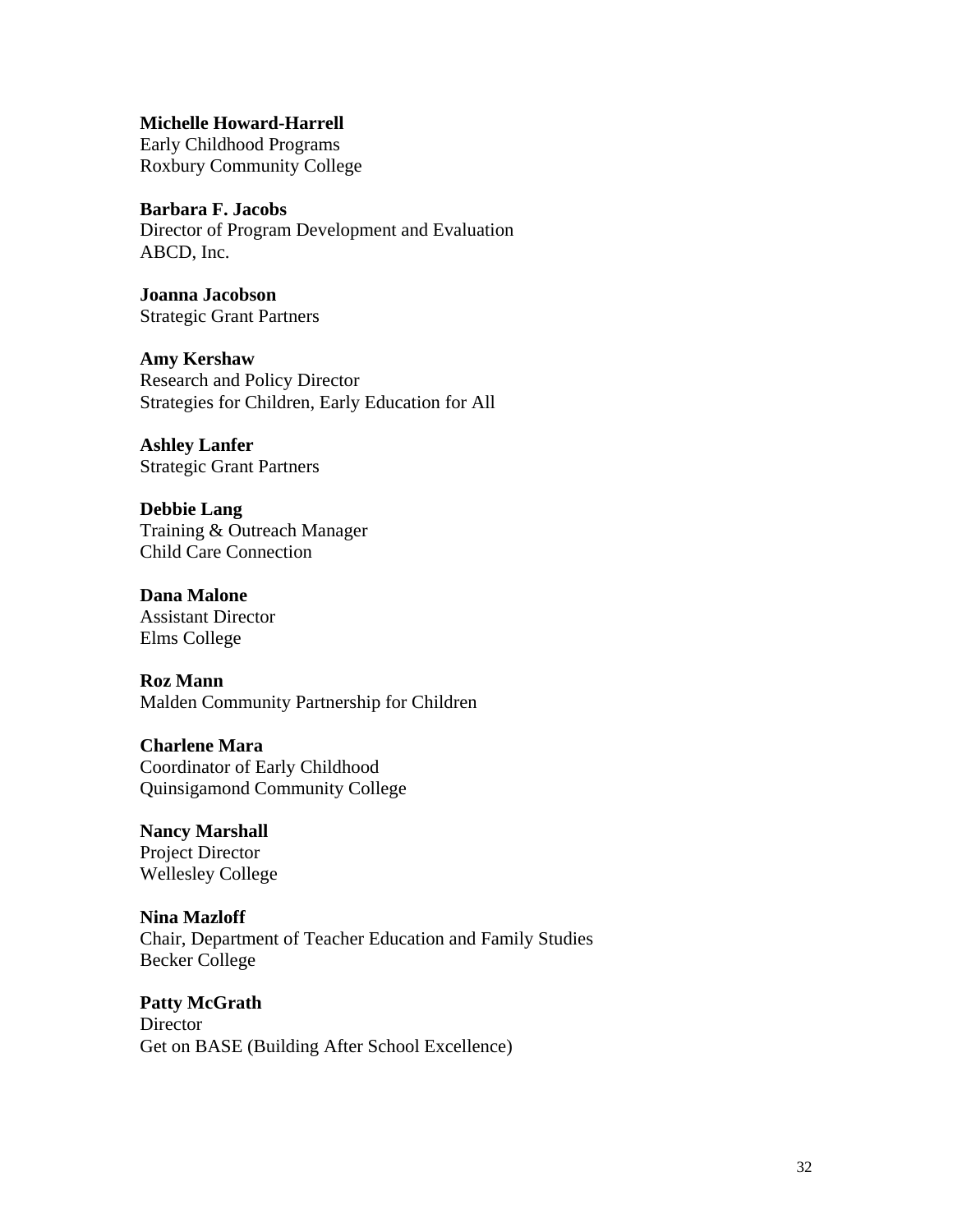**Michelle Howard-Harrell**
Early Childhood Programs
Roxbury Community College

**Barbara F. Jacobs**
Director of Program Development and Evaluation
ABCD, Inc.

**Joanna Jacobson**
Strategic Grant Partners

**Amy Kershaw**
Research and Policy Director
Strategies for Children, Early Education for All

**Ashley Lanfer**
Strategic Grant Partners

**Debbie Lang**
Training & Outreach Manager
Child Care Connection

**Dana Malone**
Assistant Director
Elms College

**Roz Mann**
Malden Community Partnership for Children

**Charlene Mara**
Coordinator of Early Childhood
Quinsigamond Community College

**Nancy Marshall**
Project Director
Wellesley College

**Nina Mazloff**
Chair, Department of Teacher Education and Family Studies
Becker College

**Patty McGrath**
Director
Get on BASE (Building After School Excellence)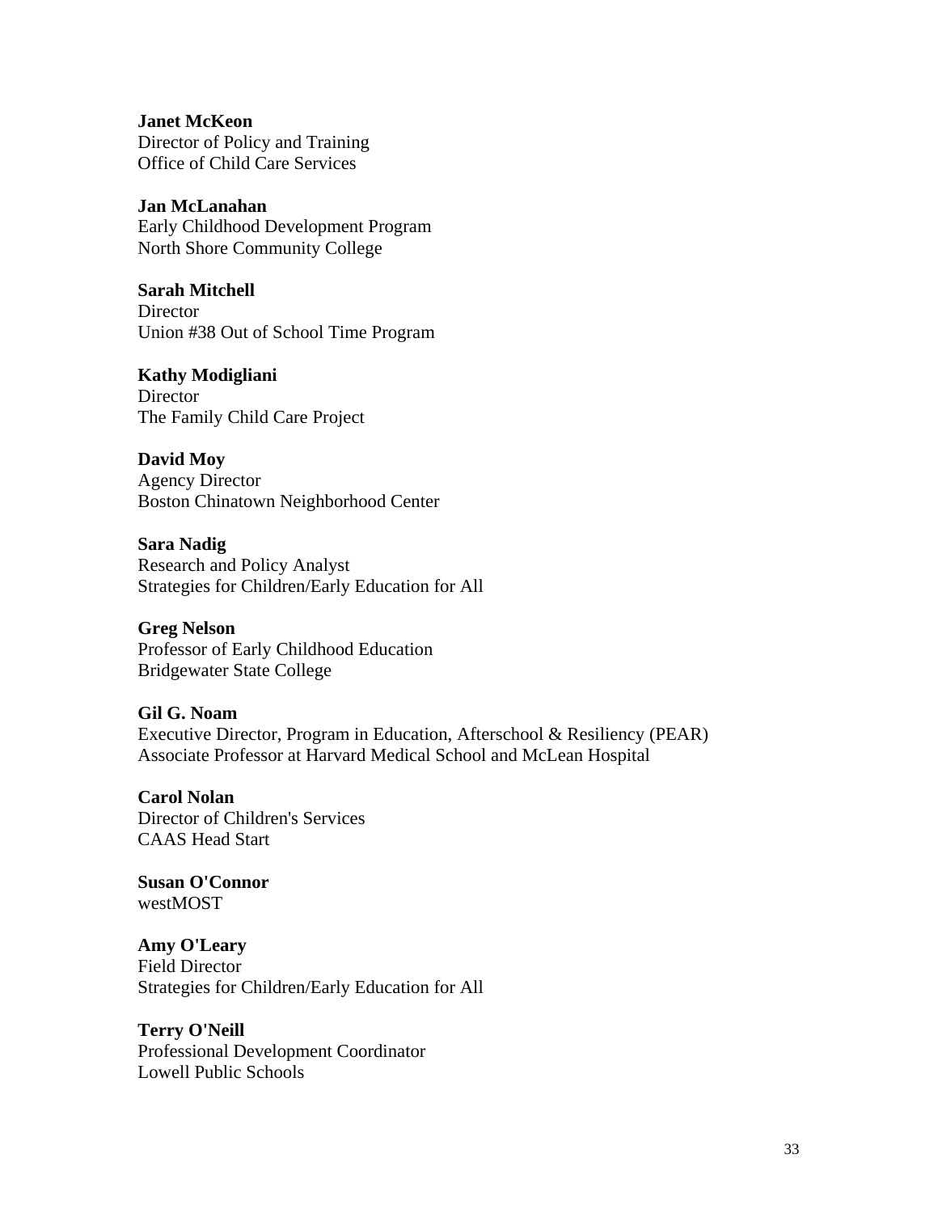**Janet McKeon**
Director of Policy and Training
Office of Child Care Services

**Jan McLanahan**
Early Childhood Development Program
North Shore Community College

**Sarah Mitchell**
Director
Union #38 Out of School Time Program

**Kathy Modigliani**
Director
The Family Child Care Project

**David Moy**
Agency Director
Boston Chinatown Neighborhood Center

**Sara Nadig**
Research and Policy Analyst
Strategies for Children/Early Education for All

**Greg Nelson**
Professor of Early Childhood Education
Bridgewater State College

**Gil G. Noam**
Executive Director, Program in Education, Afterschool & Resiliency (PEAR)
Associate Professor at Harvard Medical School and McLean Hospital

**Carol Nolan**
Director of Children's Services
CAAS Head Start

**Susan O'Connor**
westMOST

**Amy O'Leary**
Field Director
Strategies for Children/Early Education for All

**Terry O'Neill**
Professional Development Coordinator
Lowell Public Schools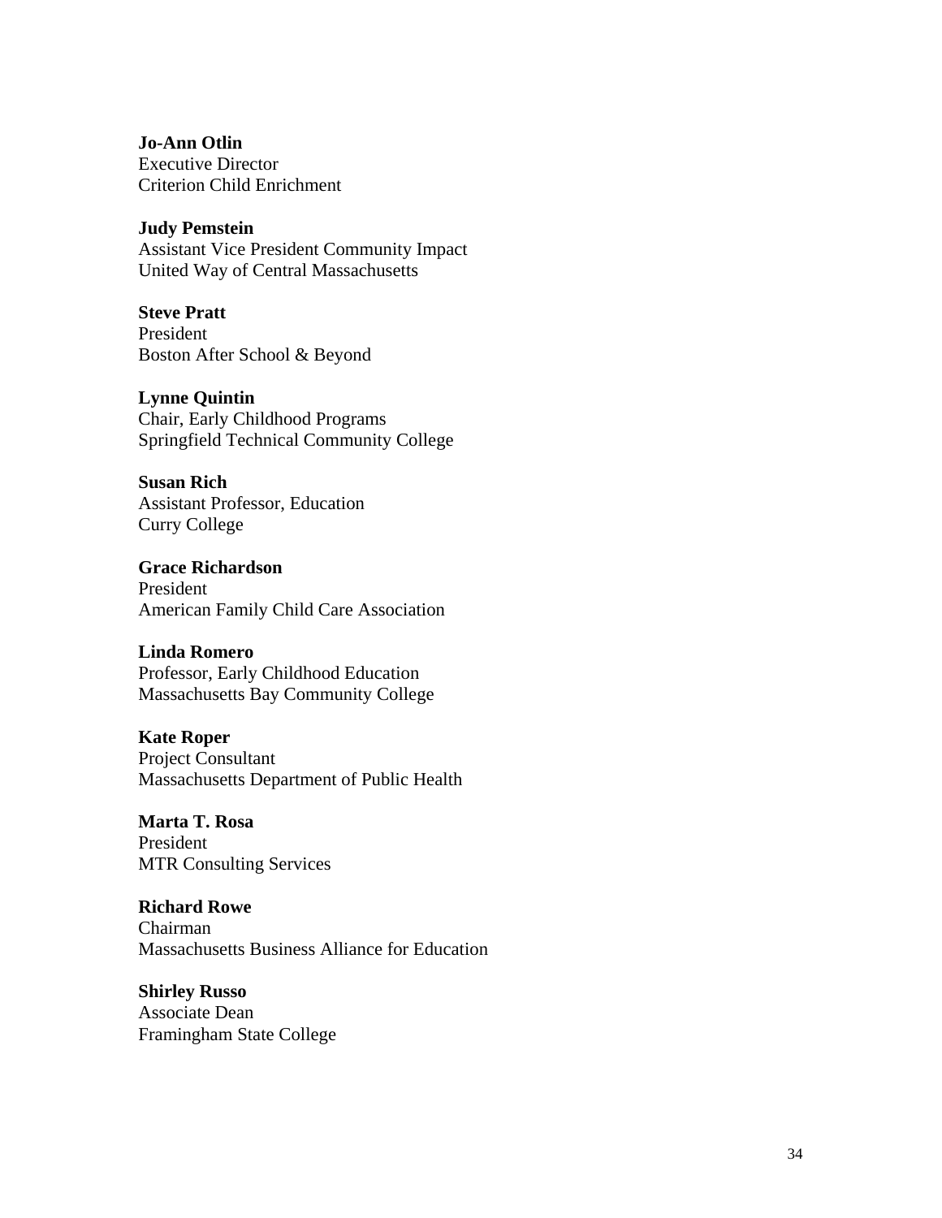**Jo-Ann Otlin**
Executive Director
Criterion Child Enrichment

**Judy Pemstein**
Assistant Vice President Community Impact
United Way of Central Massachusetts

**Steve Pratt**
President
Boston After School & Beyond

**Lynne Quintin**
Chair, Early Childhood Programs
Springfield Technical Community College

**Susan Rich**
Assistant Professor, Education
Curry College

**Grace Richardson**
President
American Family Child Care Association

**Linda Romero**
Professor, Early Childhood Education
Massachusetts Bay Community College

**Kate Roper**
Project Consultant
Massachusetts Department of Public Health

**Marta T. Rosa**
President
MTR Consulting Services

**Richard Rowe**
Chairman
Massachusetts Business Alliance for Education

**Shirley Russo**
Associate Dean
Framingham State College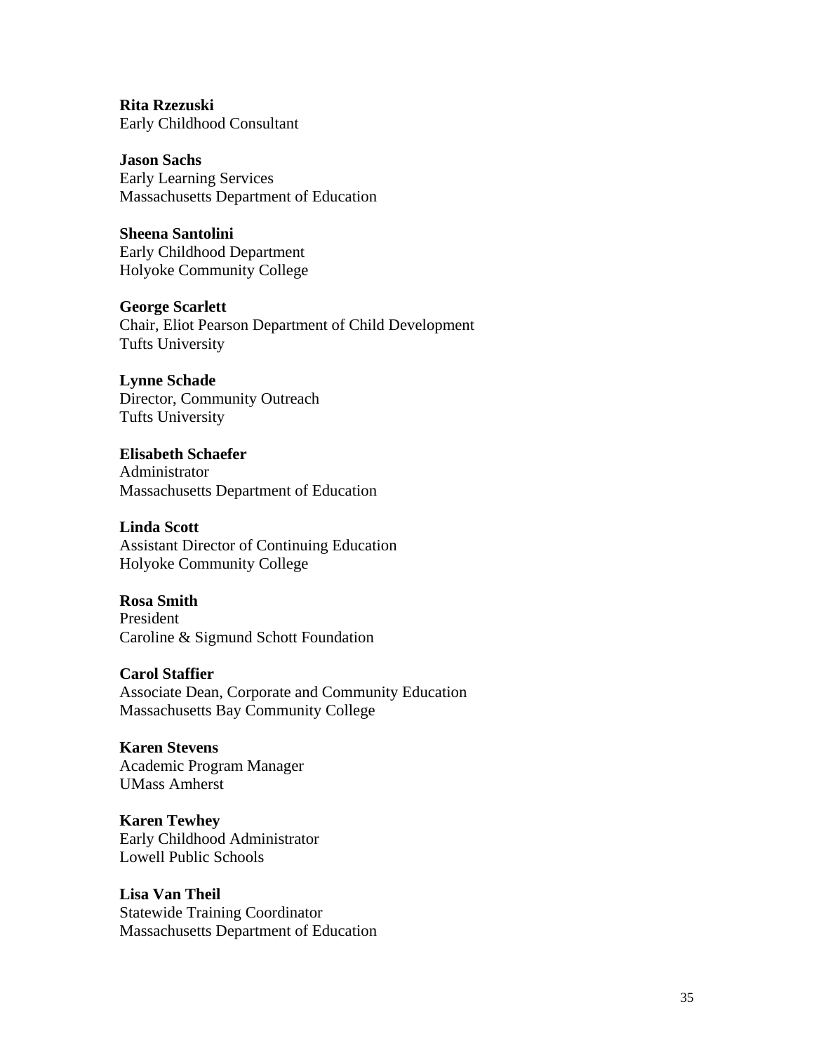**Rita Rzezuski**
Early Childhood Consultant

**Jason Sachs**
Early Learning Services
Massachusetts Department of Education

**Sheena Santolini**
Early Childhood Department
Holyoke Community College

**George Scarlett**
Chair, Eliot Pearson Department of Child Development
Tufts University

**Lynne Schade**
Director, Community Outreach
Tufts University

**Elisabeth Schaefer**
Administrator
Massachusetts Department of Education

**Linda Scott**
Assistant Director of Continuing Education
Holyoke Community College

**Rosa Smith**
President
Caroline & Sigmund Schott Foundation

**Carol Staffier**
Associate Dean, Corporate and Community Education
Massachusetts Bay Community College

**Karen Stevens**
Academic Program Manager
UMass Amherst

**Karen Tewhey**
Early Childhood Administrator
Lowell Public Schools

**Lisa Van Theil**
Statewide Training Coordinator
Massachusetts Department of Education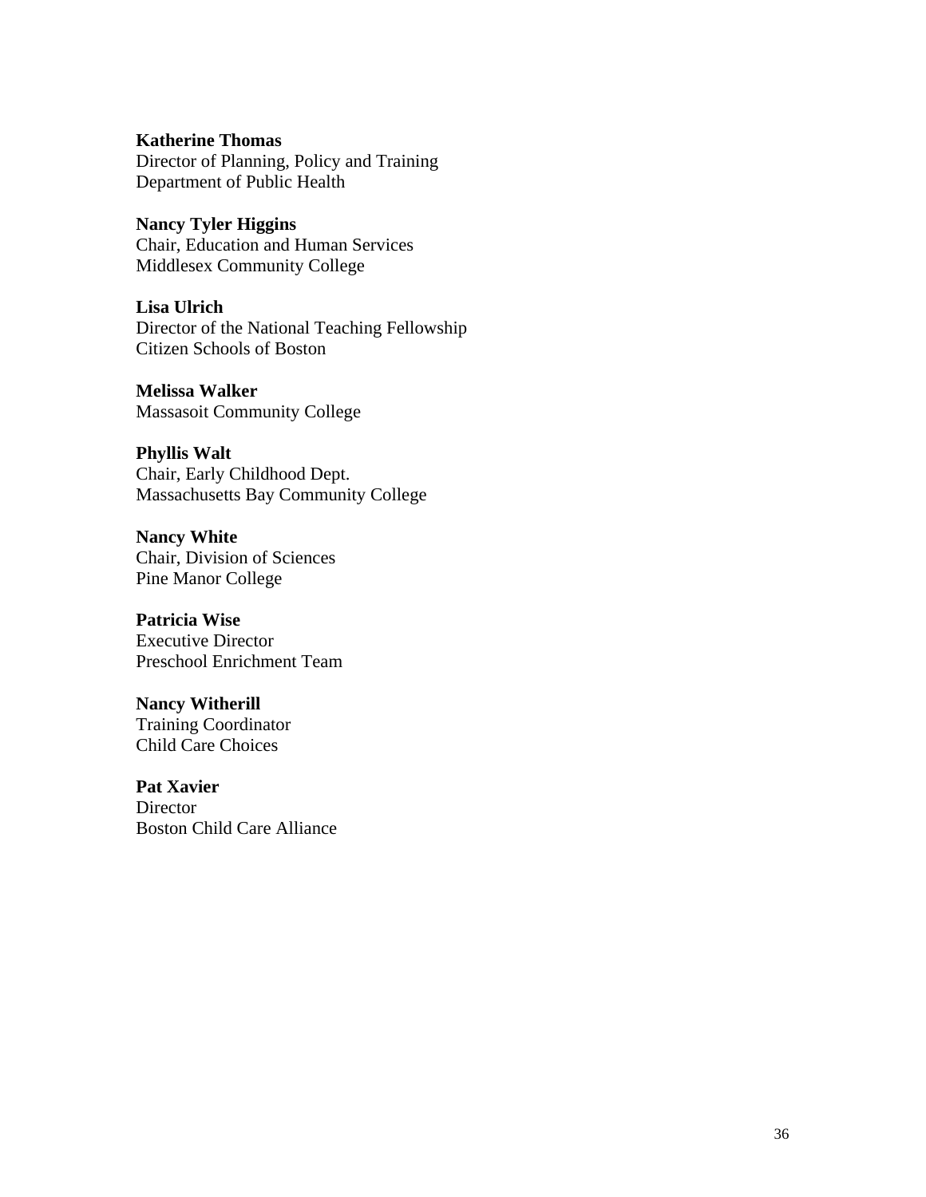**Katherine Thomas**
Director of Planning, Policy and Training
Department of Public Health

**Nancy Tyler Higgins**
Chair, Education and Human Services
Middlesex Community College

**Lisa Ulrich**
Director of the National Teaching Fellowship
Citizen Schools of Boston

**Melissa Walker**
Massasoit Community College

**Phyllis Walt**
Chair, Early Childhood Dept.
Massachusetts Bay Community College

**Nancy White**
Chair, Division of Sciences
Pine Manor College

**Patricia Wise**
Executive Director
Preschool Enrichment Team

**Nancy Witherill**
Training Coordinator
Child Care Choices

**Pat Xavier**
Director
Boston Child Care Alliance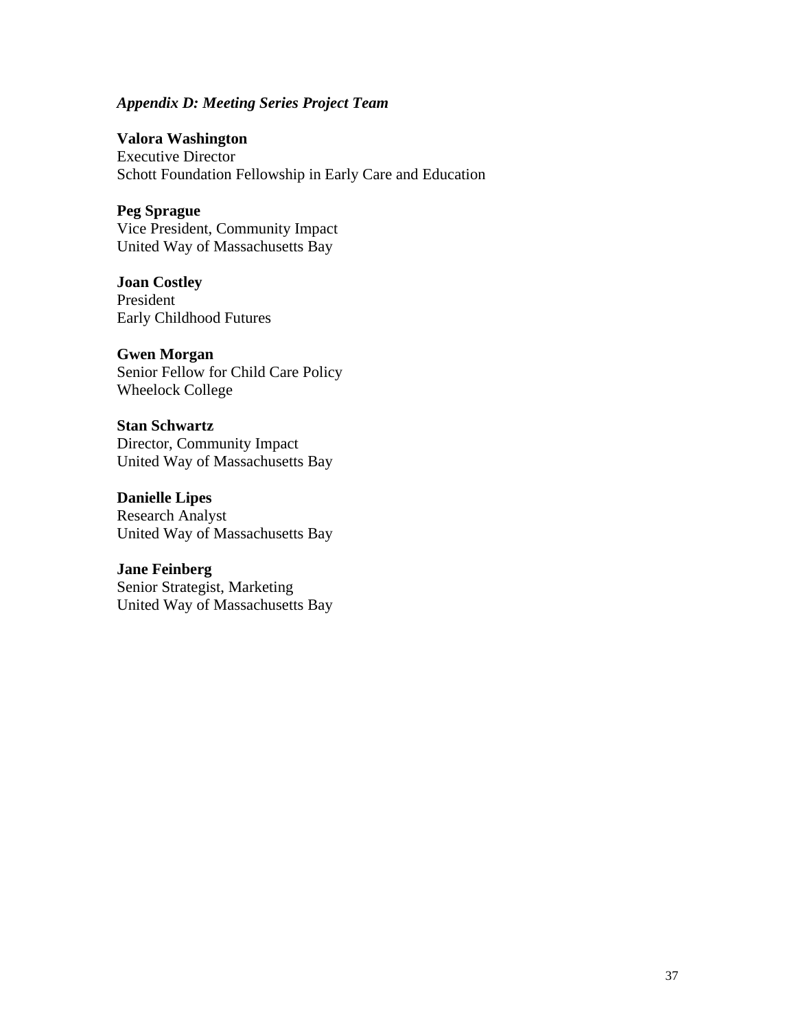*Appendix D: Meeting Series Project Team*

**Valora Washington**
Executive Director
Schott Foundation Fellowship in Early Care and Education

**Peg Sprague**
Vice President, Community Impact
United Way of Massachusetts Bay

**Joan Costley**
President
Early Childhood Futures

**Gwen Morgan**
Senior Fellow for Child Care Policy
Wheelock College

**Stan Schwartz**
Director, Community Impact
United Way of Massachusetts Bay

**Danielle Lipes**
Research Analyst
United Way of Massachusetts Bay

**Jane Feinberg**
Senior Strategist, Marketing
United Way of Massachusetts Bay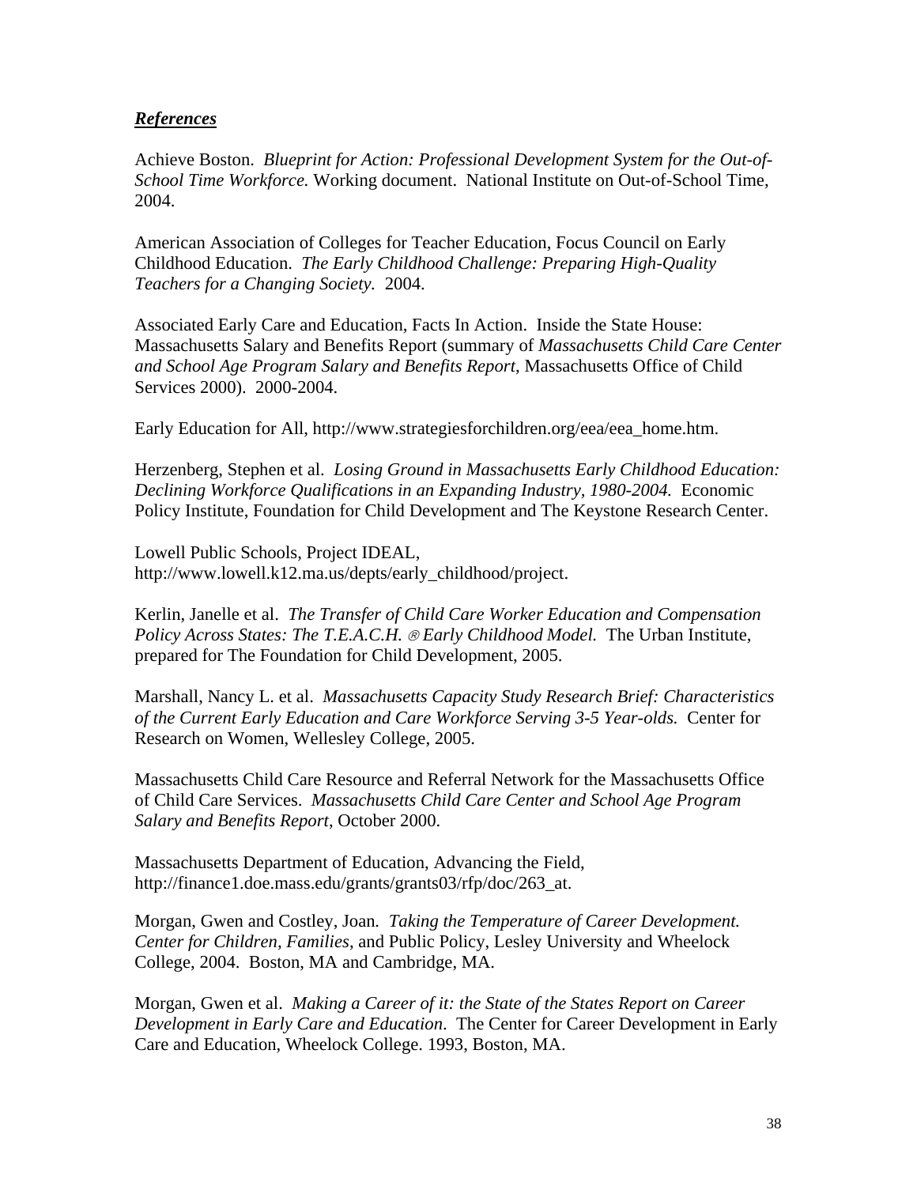***References***

Achieve Boston. *Blueprint for Action: Professional Development System for the Out-of-School Time Workforce.* Working document. National Institute on Out-of-School Time, 2004.

American Association of Colleges for Teacher Education, Focus Council on Early Childhood Education. *The Early Childhood Challenge: Preparing High-Quality Teachers for a Changing Society.* 2004.

Associated Early Care and Education, Facts In Action. Inside the State House: Massachusetts Salary and Benefits Report (summary of *Massachusetts Child Care Center and School Age Program Salary and Benefits Report*, Massachusetts Office of Child Services 2000). 2000-2004.

Early Education for All, http://www.strategiesforchildren.org/eea/eea_home.htm.

Herzenberg, Stephen et al. *Losing Ground in Massachusetts Early Childhood Education: Declining Workforce Qualifications in an Expanding Industry, 1980-2004.* Economic Policy Institute, Foundation for Child Development and The Keystone Research Center.

Lowell Public Schools, Project IDEAL, http://www.lowell.k12.ma.us/depts/early_childhood/project.

Kerlin, Janelle et al. *The Transfer of Child Care Worker Education and Compensation Policy Across States: The T.E.A.C.H. ® Early Childhood Model.* The Urban Institute, prepared for The Foundation for Child Development, 2005.

Marshall, Nancy L. et al. *Massachusetts Capacity Study Research Brief: Characteristics of the Current Early Education and Care Workforce Serving 3-5 Year-olds.* Center for Research on Women, Wellesley College, 2005.

Massachusetts Child Care Resource and Referral Network for the Massachusetts Office of Child Care Services. *Massachusetts Child Care Center and School Age Program Salary and Benefits Report*, October 2000.

Massachusetts Department of Education, Advancing the Field, http://finance1.doe.mass.edu/grants/grants03/rfp/doc/263_at.

Morgan, Gwen and Costley, Joan. *Taking the Temperature of Career Development. Center for Children, Families*, and Public Policy, Lesley University and Wheelock College, 2004. Boston, MA and Cambridge, MA.

Morgan, Gwen et al. *Making a Career of it: the State of the States Report on Career Development in Early Care and Education*. The Center for Career Development in Early Care and Education, Wheelock College. 1993, Boston, MA.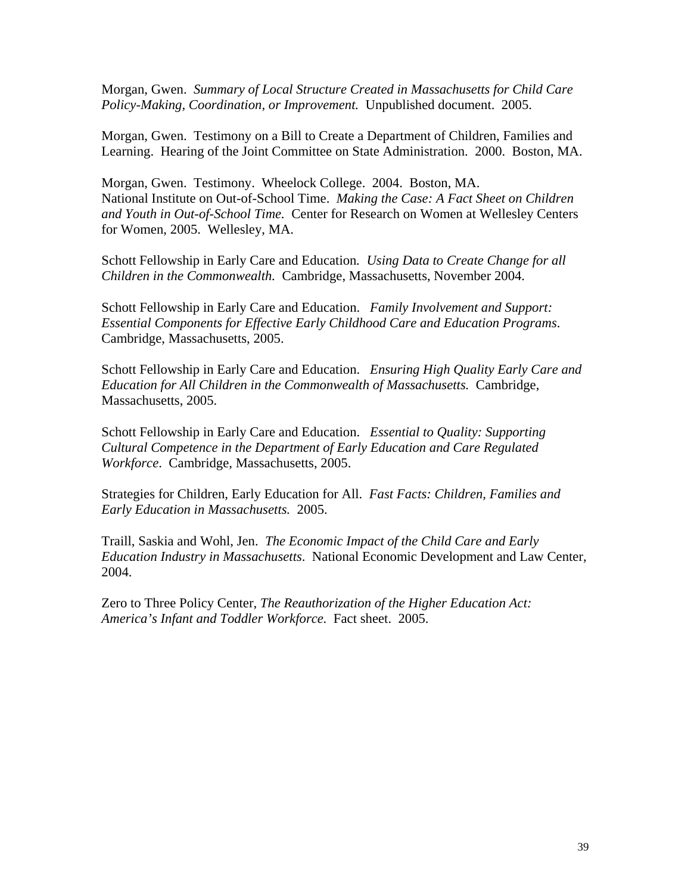Morgan, Gwen. *Summary of Local Structure Created in Massachusetts for Child Care Policy-Making, Coordination, or Improvement.* Unpublished document. 2005.

Morgan, Gwen. Testimony on a Bill to Create a Department of Children, Families and Learning. Hearing of the Joint Committee on State Administration. 2000. Boston, MA.

Morgan, Gwen. Testimony. Wheelock College. 2004. Boston, MA.
National Institute on Out-of-School Time. *Making the Case: A Fact Sheet on Children and Youth in Out-of-School Time.* Center for Research on Women at Wellesley Centers for Women, 2005. Wellesley, MA.

Schott Fellowship in Early Care and Education. *Using Data to Create Change for all Children in the Commonwealth.* Cambridge, Massachusetts, November 2004.

Schott Fellowship in Early Care and Education. *Family Involvement and Support: Essential Components for Effective Early Childhood Care and Education Programs*. Cambridge, Massachusetts, 2005.

Schott Fellowship in Early Care and Education. *Ensuring High Quality Early Care and Education for All Children in the Commonwealth of Massachusetts.* Cambridge, Massachusetts, 2005.

Schott Fellowship in Early Care and Education. *Essential to Quality: Supporting Cultural Competence in the Department of Early Education and Care Regulated Workforce*. Cambridge, Massachusetts, 2005.

Strategies for Children, Early Education for All. *Fast Facts: Children, Families and Early Education in Massachusetts.* 2005.

Traill, Saskia and Wohl, Jen. *The Economic Impact of the Child Care and Early Education Industry in Massachusetts*. National Economic Development and Law Center, 2004.

Zero to Three Policy Center, *The Reauthorization of the Higher Education Act: America's Infant and Toddler Workforce.* Fact sheet. 2005.